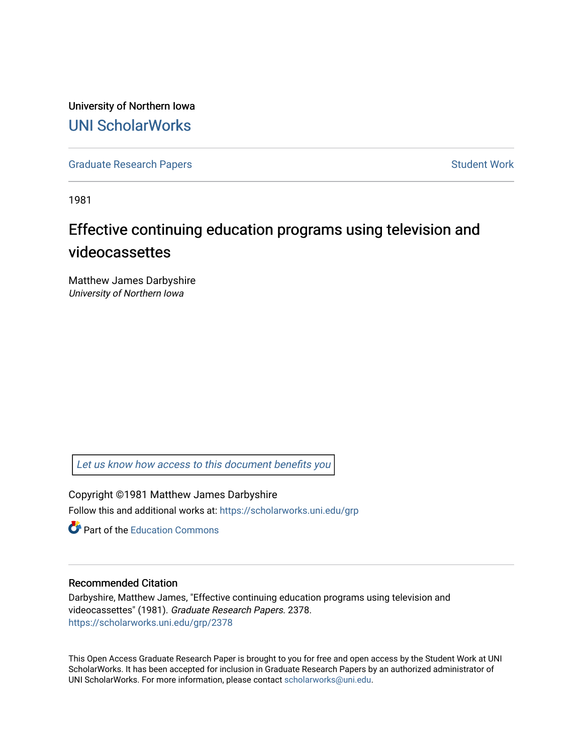University of Northern Iowa

# UNI ScholarWorks

Graduate Research Papers | Student Work

1981

# Effective continuing education programs using television and videocassettes

Matthew James Darbyshire
*University of Northern Iowa*

*Let us know how access to this document benefits you*

Copyright ©1981 Matthew James Darbyshire

Follow this and additional works at: https://scholarworks.uni.edu/grp

Part of the Education Commons

## Recommended Citation

Darbyshire, Matthew James, "Effective continuing education programs using television and videocassettes" (1981). *Graduate Research Papers*. 2378.
https://scholarworks.uni.edu/grp/2378

This Open Access Graduate Research Paper is brought to you for free and open access by the Student Work at UNI ScholarWorks. It has been accepted for inclusion in Graduate Research Papers by an authorized administrator of UNI ScholarWorks. For more information, please contact scholarworks@uni.edu.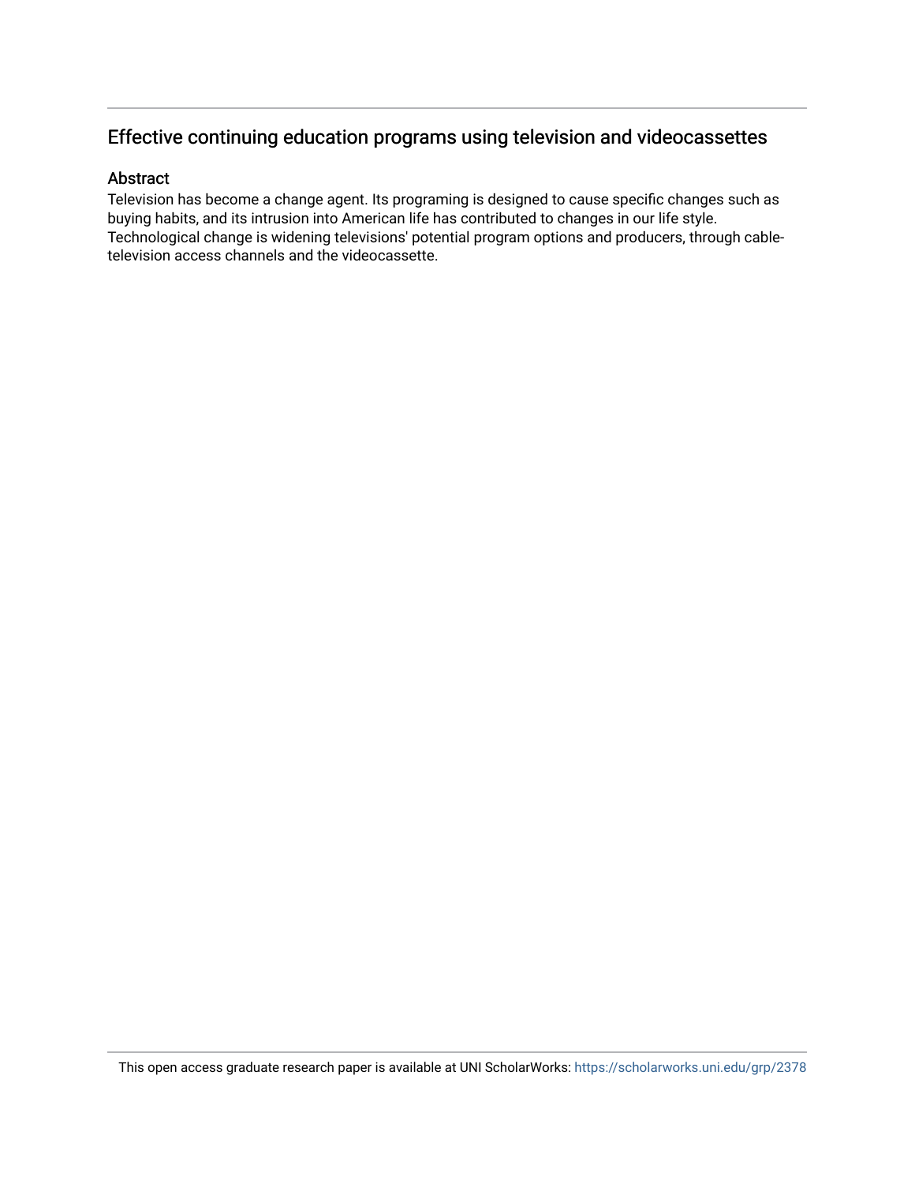## Effective continuing education programs using television and videocassettes

### Abstract

Television has become a change agent. Its programing is designed to cause specific changes such as buying habits, and its intrusion into American life has contributed to changes in our life style. Technological change is widening televisions' potential program options and producers, through cable-television access channels and the videocassette.

This open access graduate research paper is available at UNI ScholarWorks: https://scholarworks.uni.edu/grp/2378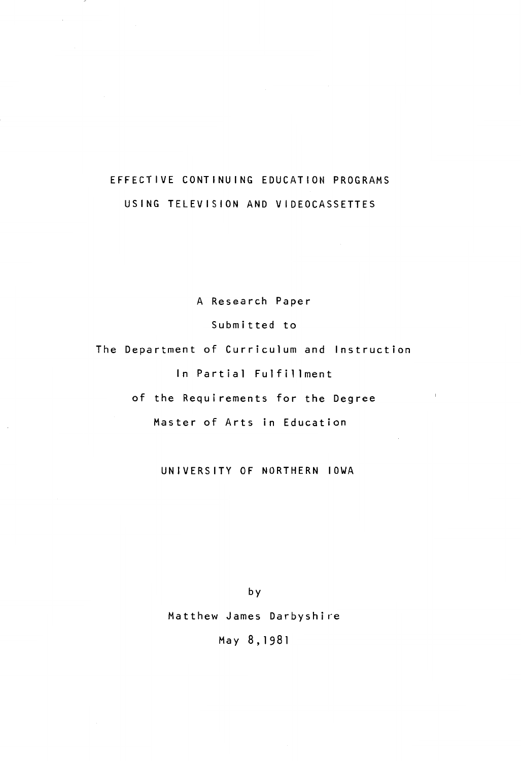# EFFECTIVE CONTINUING EDUCATION PROGRAMS USING TELEVISION AND VIDEOCASSETTES

A Research Paper

Submitted to

The Department of Curriculum and Instruction

In Partial Fulfillment

of the Requirements for the Degree

Master of Arts in Education

UNIVERSITY OF NORTHERN IOWA

by

Matthew James Darbyshire

May 8,1981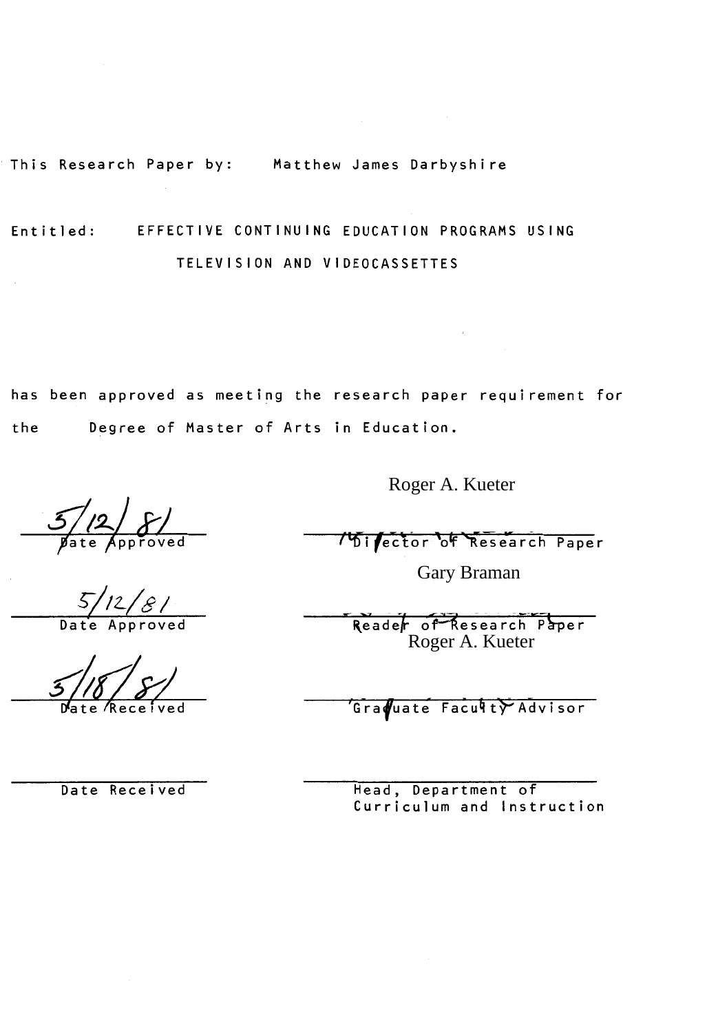This Research Paper by: Matthew James Darbyshire

Entitled: EFFECTIVE CONTINUING EDUCATION PROGRAMS USING TELEVISION AND VIDEOCASSETTES

has been approved as meeting the research paper requirement for the Degree of Master of Arts in Education.

| | |
|---|---|
| 5/12/81 | Roger A. Kueter |
| Date Approved | Director of Research Paper |
| 5/12/81 | Gary Braman |
| Date Approved | Reader of Research Paper |
| 5/18/81 | Roger A. Kueter |
| Date Received | Graduate Faculty Advisor |
| | |
| Date Received | Head, Department of Curriculum and Instruction |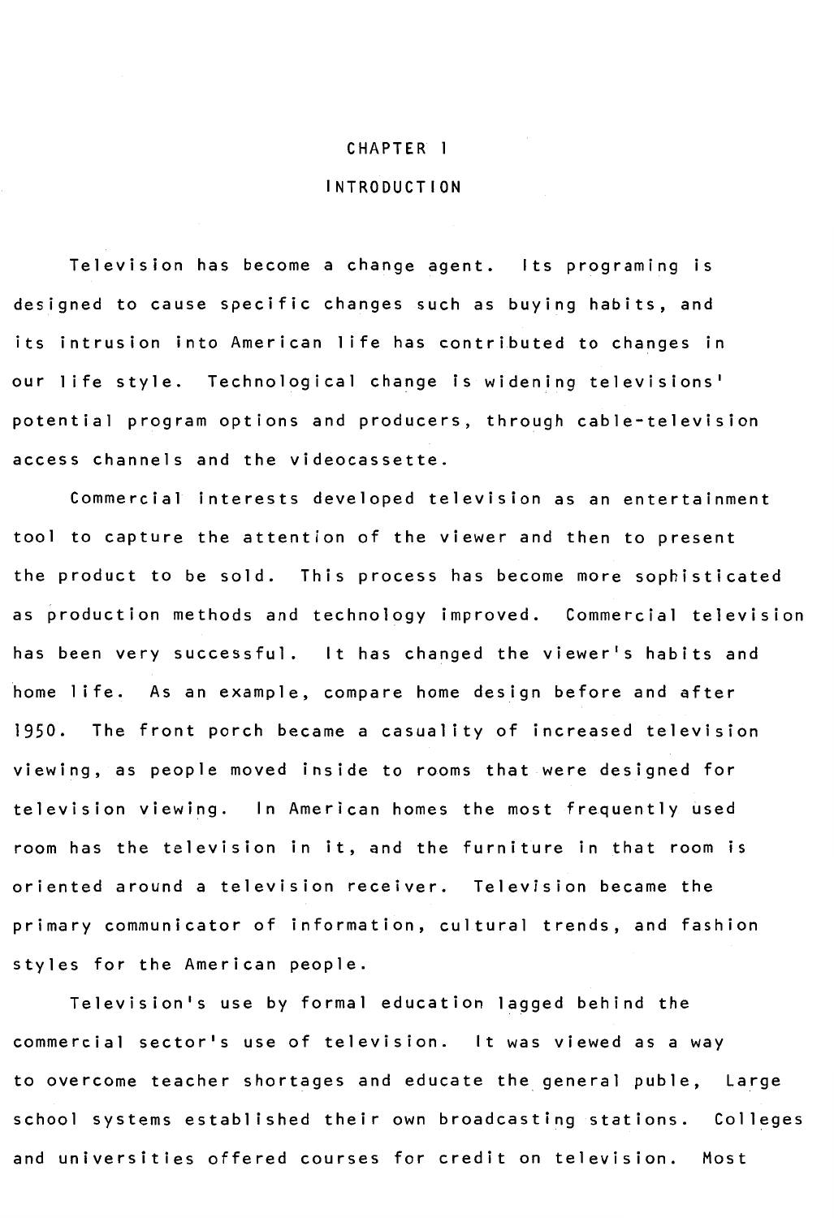# CHAPTER 1

## INTRODUCTION

Television has become a change agent. Its programing is designed to cause specific changes such as buying habits, and its intrusion into American life has contributed to changes in our life style. Technological change is widening televisions' potential program options and producers, through cable-television access channels and the videocassette.

Commercial interests developed television as an entertainment tool to capture the attention of the viewer and then to present the product to be sold. This process has become more sophisticated as production methods and technology improved. Commercial television has been very successful. It has changed the viewer's habits and home life. As an example, compare home design before and after 1950. The front porch became a casuality of increased television viewing, as people moved inside to rooms that were designed for television viewing. In American homes the most frequently used room has the television in it, and the furniture in that room is oriented around a television receiver. Television became the primary communicator of information, cultural trends, and fashion styles for the American people.

Television's use by formal education lagged behind the commercial sector's use of television. It was viewed as a way to overcome teacher shortages and educate the general puble, Large school systems established their own broadcasting stations. Colleges and universities offered courses for credit on television. Most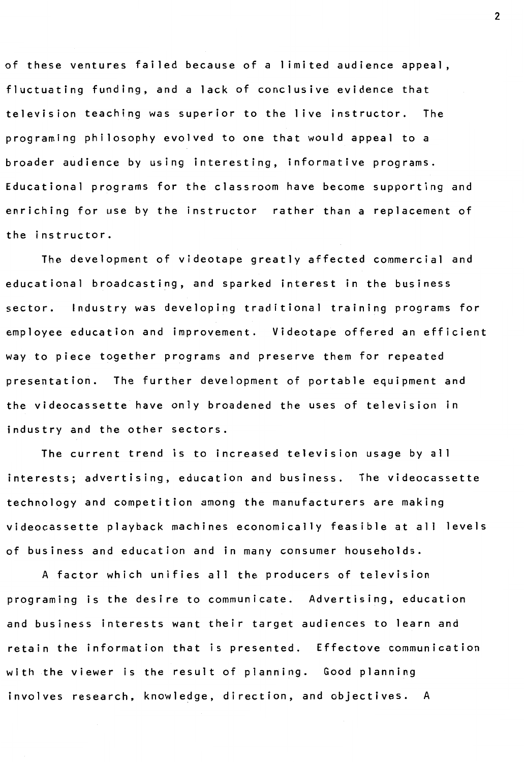of these ventures failed because of a limited audience appeal, fluctuating funding, and a lack of conclusive evidence that television teaching was superior to the live instructor. The programing philosophy evolved to one that would appeal to a broader audience by using interesting, informative programs. Educational programs for the classroom have become supporting and enriching for use by the instructor rather than a replacement of the instructor.

The development of videotape greatly affected commercial and educational broadcasting, and sparked interest in the business sector. Industry was developing traditional training programs for employee education and improvement. Videotape offered an efficient way to piece together programs and preserve them for repeated presentation. The further development of portable equipment and the videocassette have only broadened the uses of television in industry and the other sectors.

The current trend is to increased television usage by all interests; advertising, education and business. The videocassette technology and competition among the manufacturers are making videocassette playback machines economically feasible at all levels of business and education and in many consumer households.

A factor which unifies all the producers of television programing is the desire to communicate. Advertising, education and business interests want their target audiences to learn and retain the information that is presented. Effectove communication with the viewer is the result of planning. Good planning involves research, knowledge, direction, and objectives. A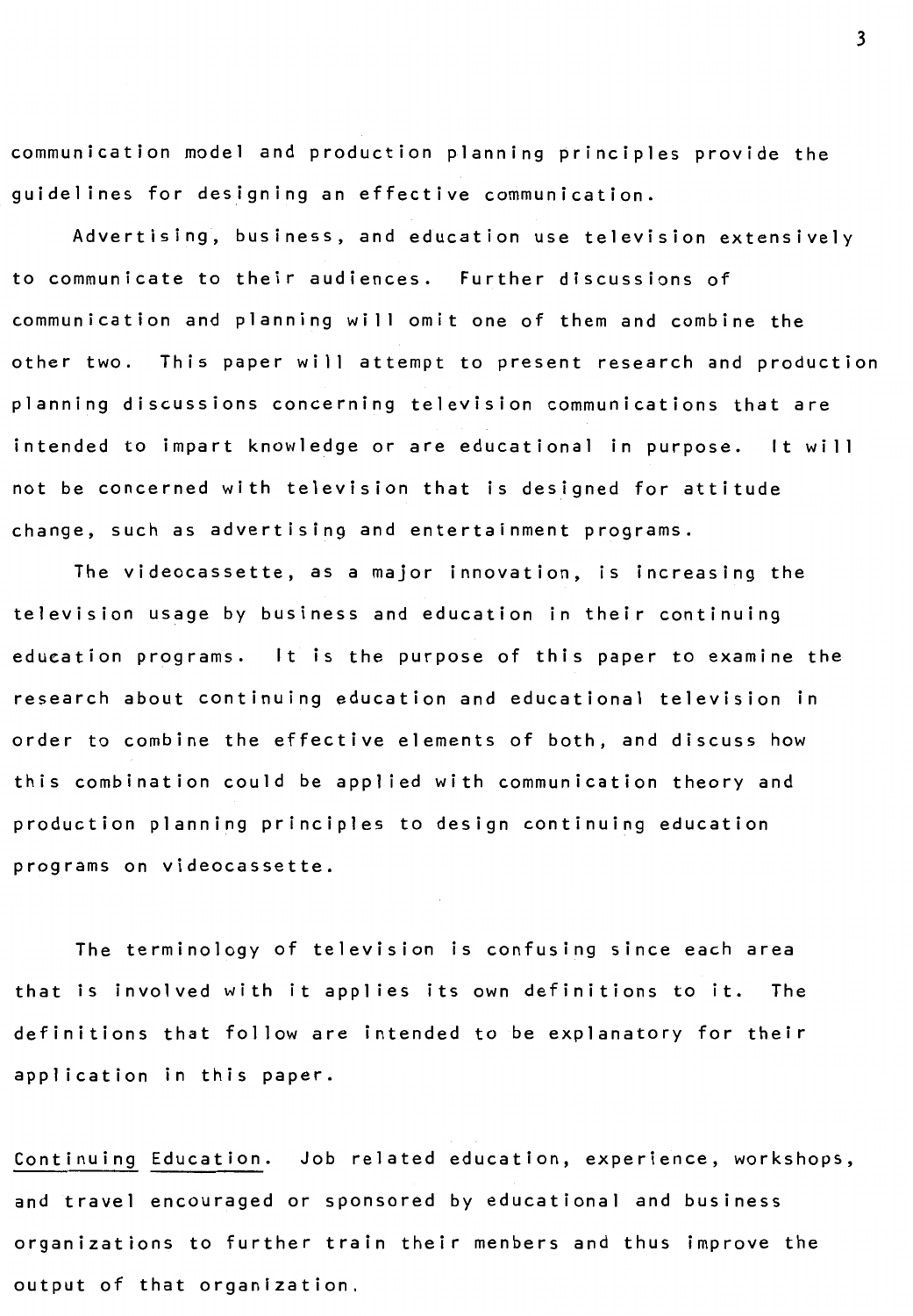communication model and production planning principles provide the guidelines for designing an effective communication.

Advertising, business, and education use television extensively to communicate to their audiences. Further discussions of communication and planning will omit one of them and combine the other two. This paper will attempt to present research and production planning discussions concerning television communications that are intended to impart knowledge or are educational in purpose. It will not be concerned with television that is designed for attitude change, such as advertising and entertainment programs.

The videocassette, as a major innovation, is increasing the television usage by business and education in their continuing education programs. It is the purpose of this paper to examine the research about continuing education and educational television in order to combine the effective elements of both, and discuss how this combination could be applied with communication theory and production planning principles to design continuing education programs on videocassette.

The terminology of television is confusing since each area that is involved with it applies its own definitions to it. The definitions that follow are intended to be explanatory for their application in this paper.

Continuing Education. Job related education, experience, workshops, and travel encouraged or sponsored by educational and business organizations to further train their menbers and thus improve the output of that organization.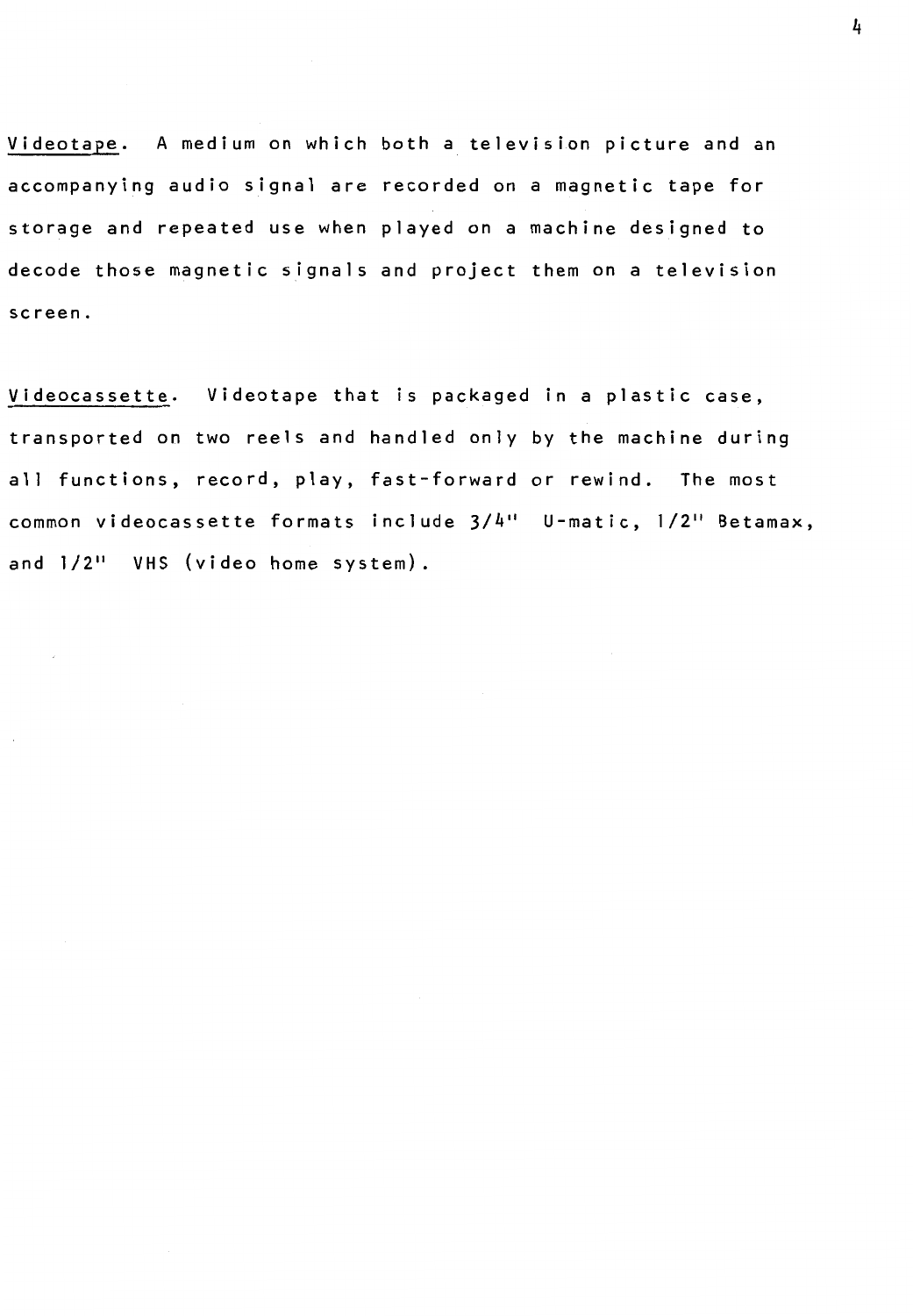<u>Videotape</u>. A medium on which both a television picture and an accompanying audio signal are recorded on a magnetic tape for storage and repeated use when played on a machine designed to decode those magnetic signals and project them on a television screen.

<u>Videocassette</u>. Videotape that is packaged in a plastic case, transported on two reels and handled only by the machine during all functions, record, play, fast-forward or rewind. The most common videocassette formats include 3/4" U-matic, 1/2" Betamax, and 1/2" VHS (video home system).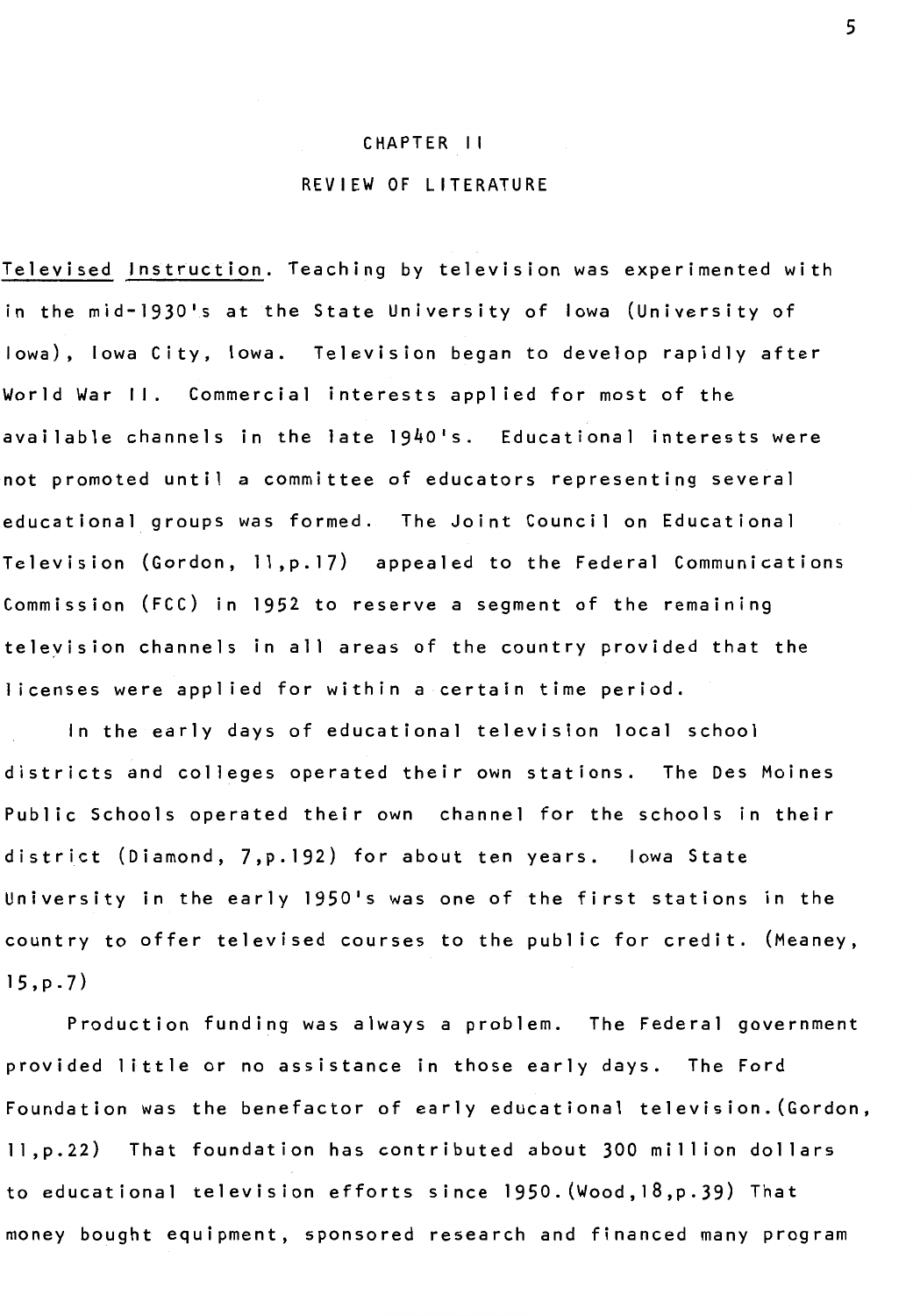# CHAPTER II

## REVIEW OF LITERATURE

Televised Instruction. Teaching by television was experimented with in the mid-1930's at the State University of Iowa (University of Iowa), Iowa City, Iowa. Television began to develop rapidly after World War II. Commercial interests applied for most of the available channels in the late 1940's. Educational interests were not promoted until a committee of educators representing several educational groups was formed. The Joint Council on Educational Television (Gordon, 11,p.17) appealed to the Federal Communications Commission (FCC) in 1952 to reserve a segment of the remaining television channels in all areas of the country provided that the licenses were applied for within a certain time period.

In the early days of educational television local school districts and colleges operated their own stations. The Des Moines Public Schools operated their own channel for the schools in their district (Diamond, 7,p.192) for about ten years. Iowa State University in the early 1950's was one of the first stations in the country to offer televised courses to the public for credit. (Meaney, 15,p.7)

Production funding was always a problem. The Federal government provided little or no assistance in those early days. The Ford Foundation was the benefactor of early educational television.(Gordon, 11,p.22) That foundation has contributed about 300 million dollars to educational television efforts since 1950.(Wood,18,p.39) That money bought equipment, sponsored research and financed many program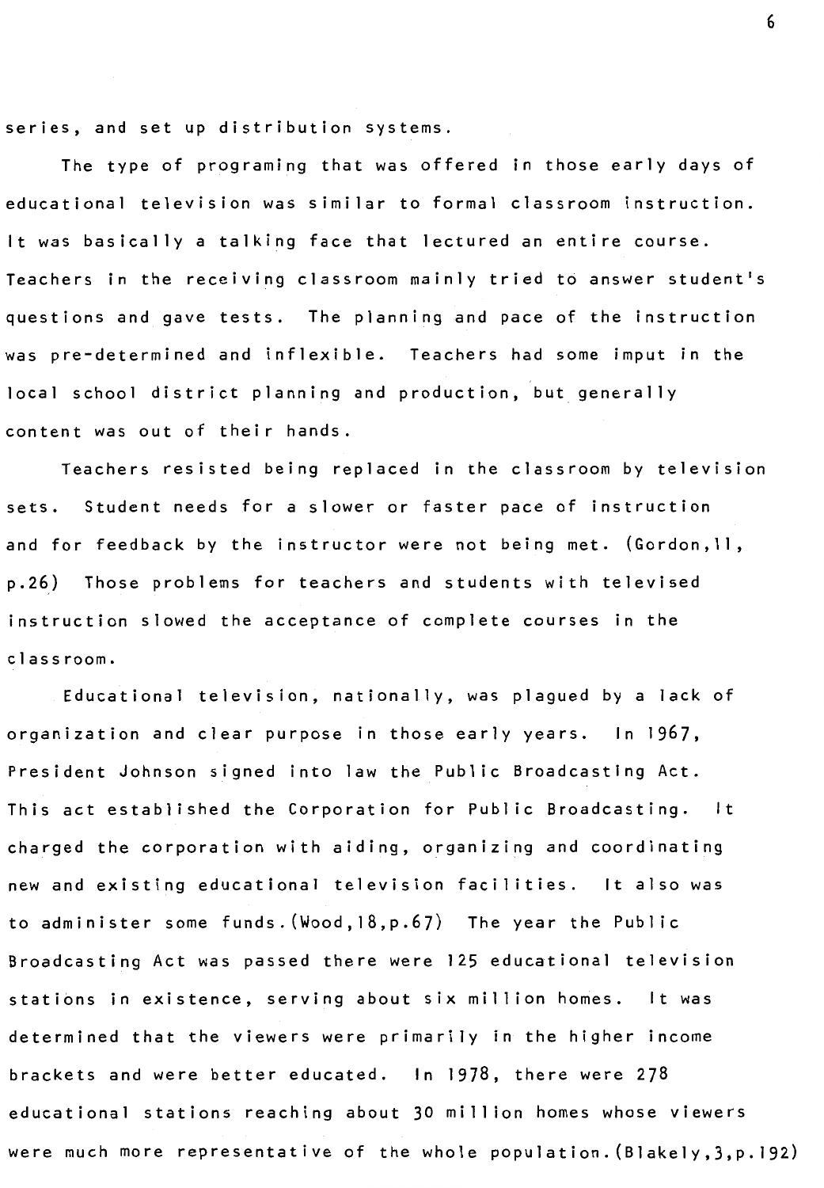series, and set up distribution systems.

The type of programing that was offered in those early days of educational television was similar to formal classroom instruction. It was basically a talking face that lectured an entire course. Teachers in the receiving classroom mainly tried to answer student's questions and gave tests. The planning and pace of the instruction was pre-determined and inflexible. Teachers had some imput in the local school district planning and production, but generally content was out of their hands.

Teachers resisted being replaced in the classroom by television sets. Student needs for a slower or faster pace of instruction and for feedback by the instructor were not being met. (Gordon,11, p.26) Those problems for teachers and students with televised instruction slowed the acceptance of complete courses in the classroom.

Educational television, nationally, was plagued by a lack of organization and clear purpose in those early years. In 1967, President Johnson signed into law the Public Broadcasting Act. This act established the Corporation for Public Broadcasting. It charged the corporation with aiding, organizing and coordinating new and existing educational television facilities. It also was to administer some funds.(Wood,18,p.67) The year the Public Broadcasting Act was passed there were 125 educational television stations in existence, serving about six million homes. It was determined that the viewers were primarily in the higher income brackets and were better educated. In 1978, there were 278 educational stations reaching about 30 million homes whose viewers were much more representative of the whole population.(Blakely,3,p.192)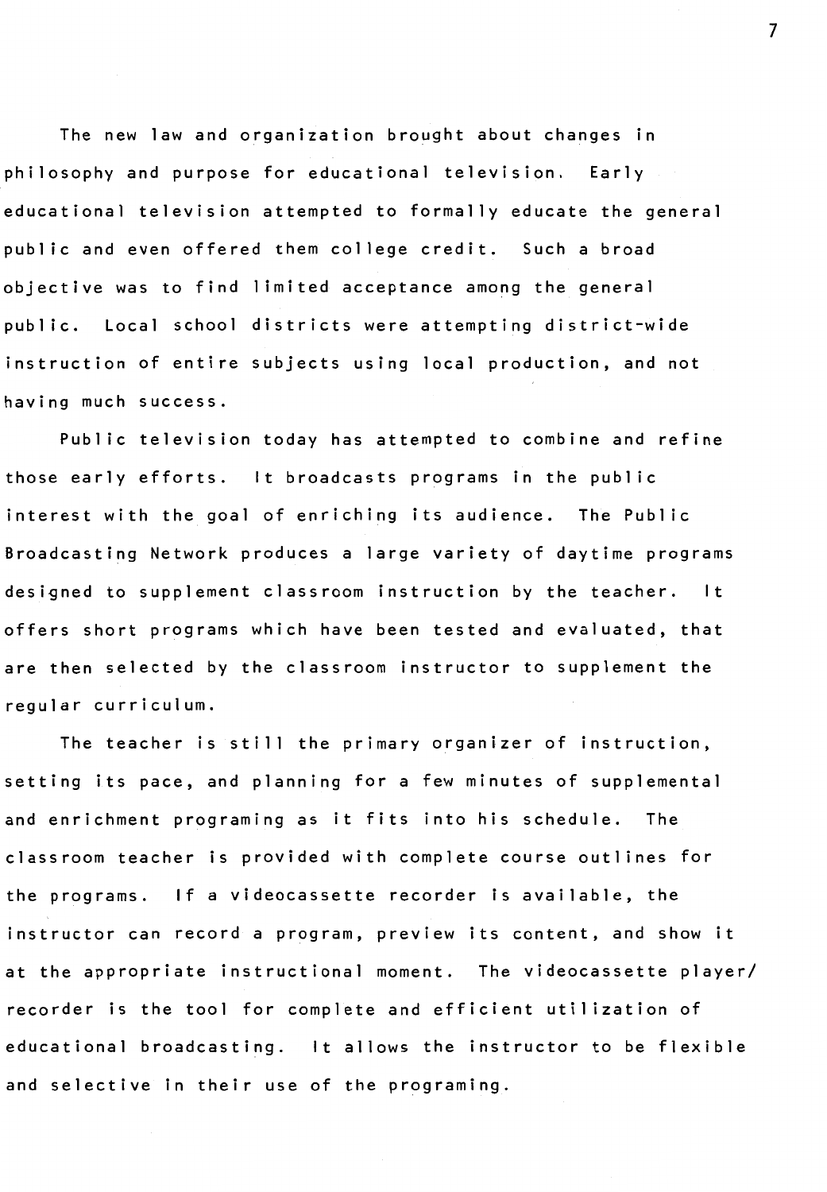The new law and organization brought about changes in philosophy and purpose for educational television. Early educational television attempted to formally educate the general public and even offered them college credit. Such a broad objective was to find limited acceptance among the general public. Local school districts were attempting district-wide instruction of entire subjects using local production, and not having much success.

Public television today has attempted to combine and refine those early efforts. It broadcasts programs in the public interest with the goal of enriching its audience. The Public Broadcasting Network produces a large variety of daytime programs designed to supplement classroom instruction by the teacher. It offers short programs which have been tested and evaluated, that are then selected by the classroom instructor to supplement the regular curriculum.

The teacher is still the primary organizer of instruction, setting its pace, and planning for a few minutes of supplemental and enrichment programing as it fits into his schedule. The classroom teacher is provided with complete course outlines for the programs. If a videocassette recorder is available, the instructor can record a program, preview its content, and show it at the appropriate instructional moment. The videocassette player/ recorder is the tool for complete and efficient utilization of educational broadcasting. It allows the instructor to be flexible and selective in their use of the programing.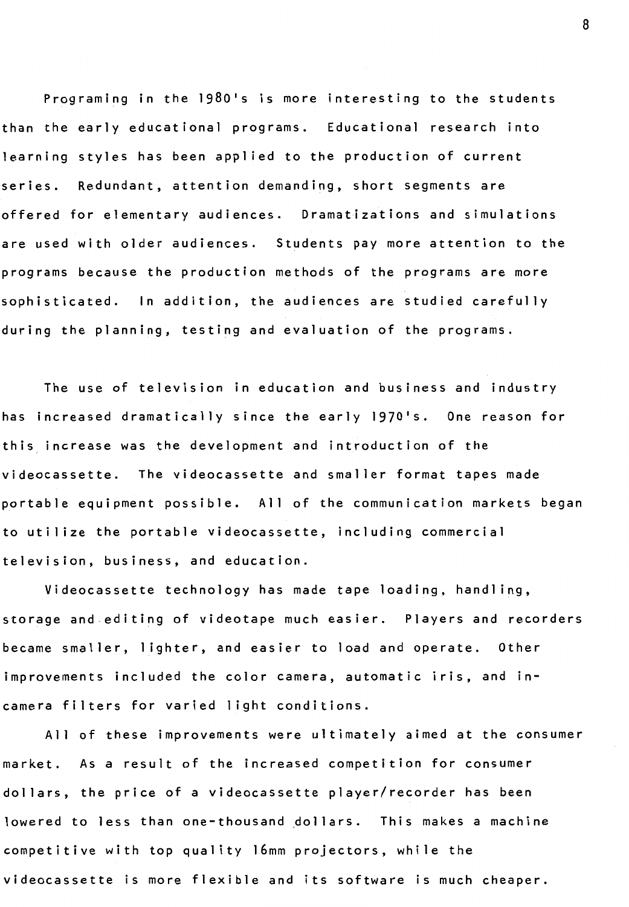Programing in the 1980's is more interesting to the students than the early educational programs. Educational research into learning styles has been applied to the production of current series. Redundant, attention demanding, short segments are offered for elementary audiences. Dramatizations and simulations are used with older audiences. Students pay more attention to the programs because the production methods of the programs are more sophisticated. In addition, the audiences are studied carefully during the planning, testing and evaluation of the programs.

The use of television in education and business and industry has increased dramatically since the early 1970's. One reason for this increase was the development and introduction of the videocassette. The videocassette and smaller format tapes made portable equipment possible. All of the communication markets began to utilize the portable videocassette, including commercial television, business, and education.

Videocassette technology has made tape loading, handling, storage and editing of videotape much easier. Players and recorders became smaller, lighter, and easier to load and operate. Other improvements included the color camera, automatic iris, and in-camera filters for varied light conditions.

All of these improvements were ultimately aimed at the consumer market. As a result of the increased competition for consumer dollars, the price of a videocassette player/recorder has been lowered to less than one-thousand dollars. This makes a machine competitive with top quality 16mm projectors, while the videocassette is more flexible and its software is much cheaper.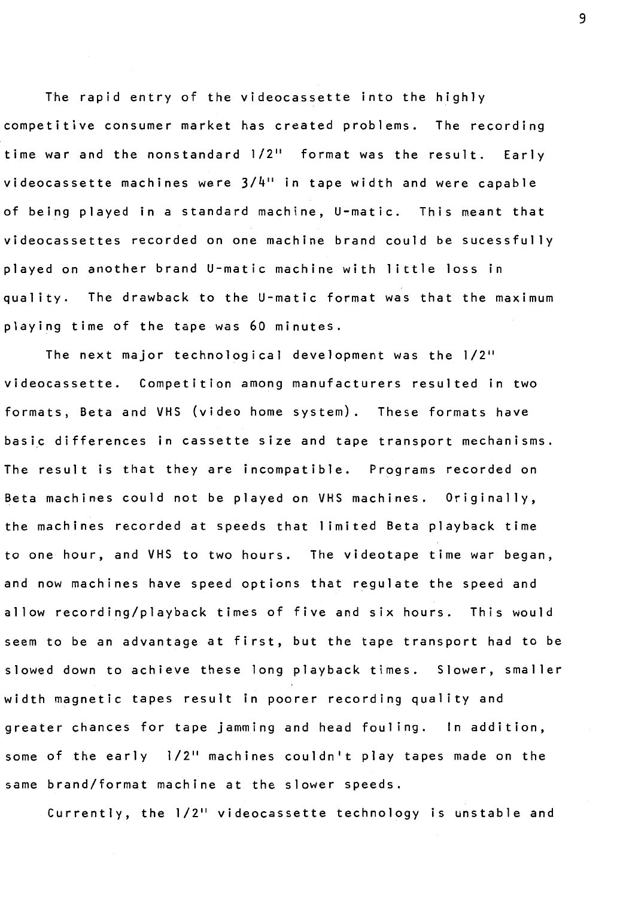The rapid entry of the videocassette into the highly competitive consumer market has created problems. The recording time war and the nonstandard 1/2" format was the result. Early videocassette machines were 3/4" in tape width and were capable of being played in a standard machine, U-matic. This meant that videocassettes recorded on one machine brand could be sucessfully played on another brand U-matic machine with little loss in quality. The drawback to the U-matic format was that the maximum playing time of the tape was 60 minutes.

The next major technological development was the 1/2" videocassette. Competition among manufacturers resulted in two formats, Beta and VHS (video home system). These formats have basic differences in cassette size and tape transport mechanisms. The result is that they are incompatible. Programs recorded on Beta machines could not be played on VHS machines. Originally, the machines recorded at speeds that limited Beta playback time to one hour, and VHS to two hours. The videotape time war began, and now machines have speed options that regulate the speed and allow recording/playback times of five and six hours. This would seem to be an advantage at first, but the tape transport had to be slowed down to achieve these long playback times. Slower, smaller width magnetic tapes result in poorer recording quality and greater chances for tape jamming and head fouling. In addition, some of the early 1/2" machines couldn't play tapes made on the same brand/format machine at the slower speeds.

Currently, the 1/2" videocassette technology is unstable and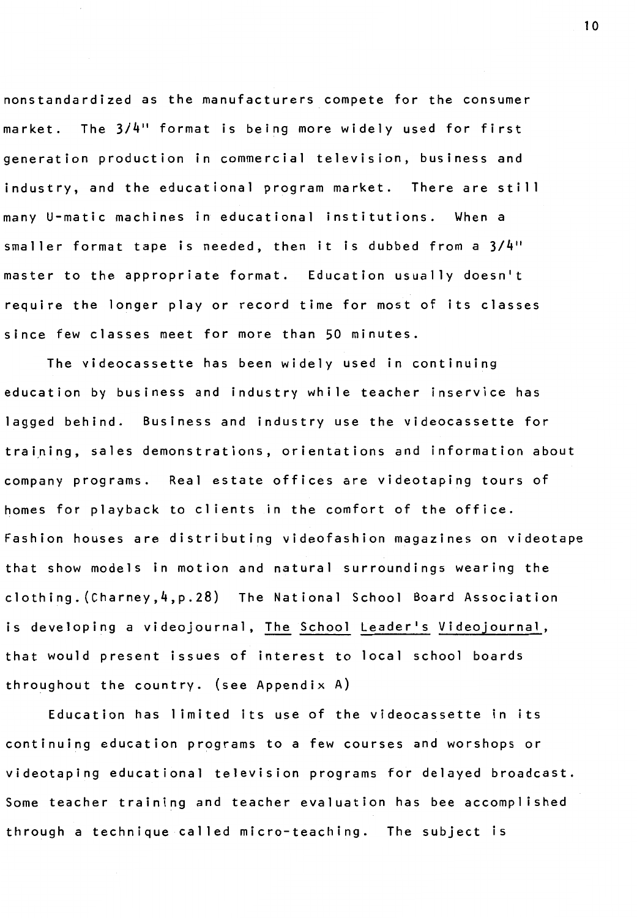nonstandardized as the manufacturers compete for the consumer market. The 3/4" format is being more widely used for first generation production in commercial television, business and industry, and the educational program market. There are still many U-matic machines in educational institutions. When a smaller format tape is needed, then it is dubbed from a 3/4" master to the appropriate format. Education usually doesn't require the longer play or record time for most of its classes since few classes meet for more than 50 minutes.

The videocassette has been widely used in continuing education by business and industry while teacher inservice has lagged behind. Business and industry use the videocassette for training, sales demonstrations, orientations and information about company programs. Real estate offices are videotaping tours of homes for playback to clients in the comfort of the office. Fashion houses are distributing videofashion magazines on videotape that show models in motion and natural surroundings wearing the clothing.(Charney,4,p.28) The National School Board Association is developing a videojournal, The School Leader's Videojournal, that would present issues of interest to local school boards throughout the country. (see Appendix A)

Education has limited its use of the videocassette in its continuing education programs to a few courses and worshops or videotaping educational television programs for delayed broadcast. Some teacher training and teacher evaluation has bee accomplished through a technique called micro-teaching. The subject is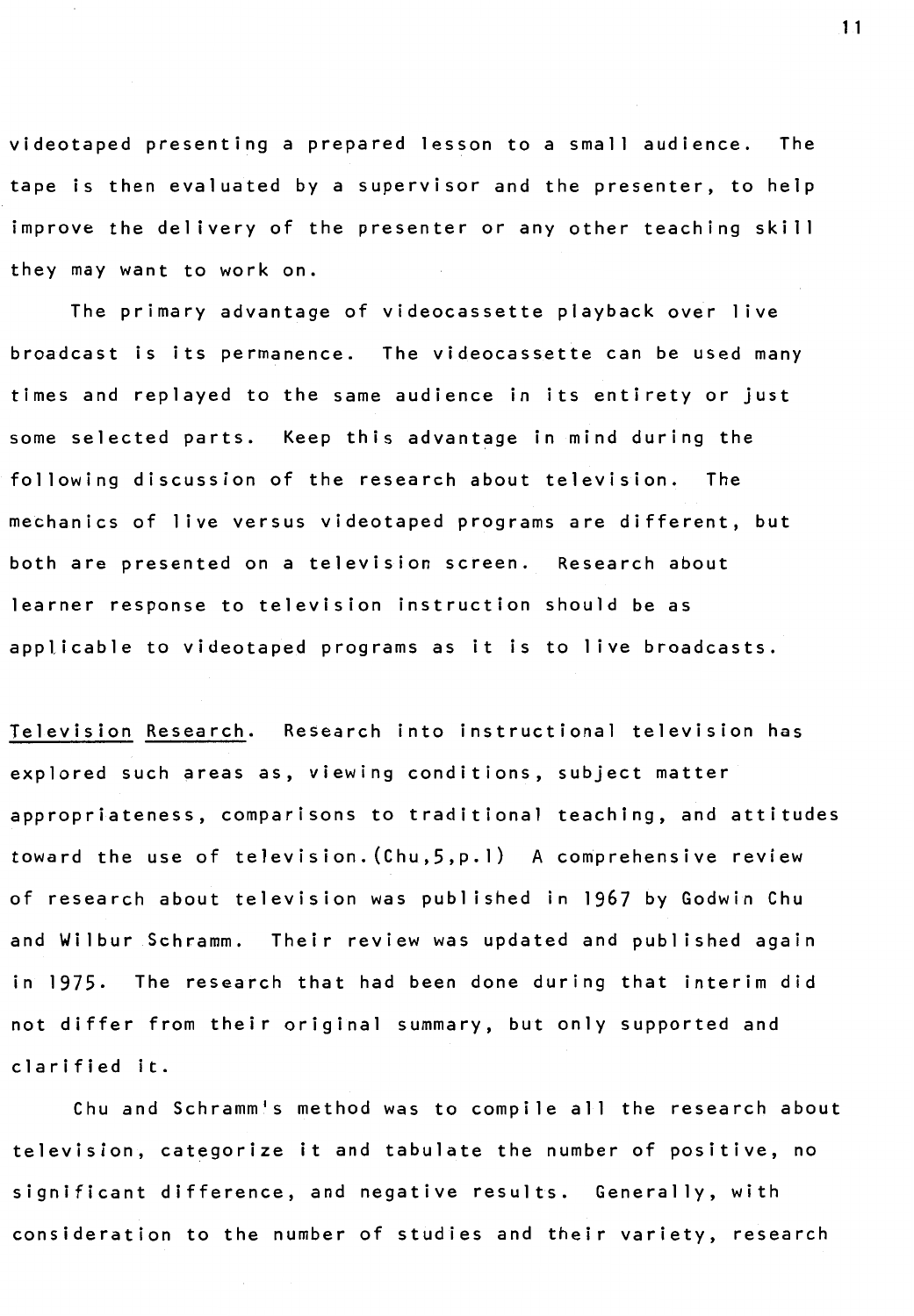videotaped presenting a prepared lesson to a small audience. The tape is then evaluated by a supervisor and the presenter, to help improve the delivery of the presenter or any other teaching skill they may want to work on.

The primary advantage of videocassette playback over live broadcast is its permanence. The videocassette can be used many times and replayed to the same audience in its entirety or just some selected parts. Keep this advantage in mind during the following discussion of the research about television. The mechanics of live versus videotaped programs are different, but both are presented on a television screen. Research about learner response to television instruction should be as applicable to videotaped programs as it is to live broadcasts.

Television Research. Research into instructional television has explored such areas as, viewing conditions, subject matter appropriateness, comparisons to traditional teaching, and attitudes toward the use of television.(Chu,5,p.1) A comprehensive review of research about television was published in 1967 by Godwin Chu and Wilbur Schramm. Their review was updated and published again in 1975. The research that had been done during that interim did not differ from their original summary, but only supported and clarified it.

Chu and Schramm's method was to compile all the research about television, categorize it and tabulate the number of positive, no significant difference, and negative results. Generally, with consideration to the number of studies and their variety, research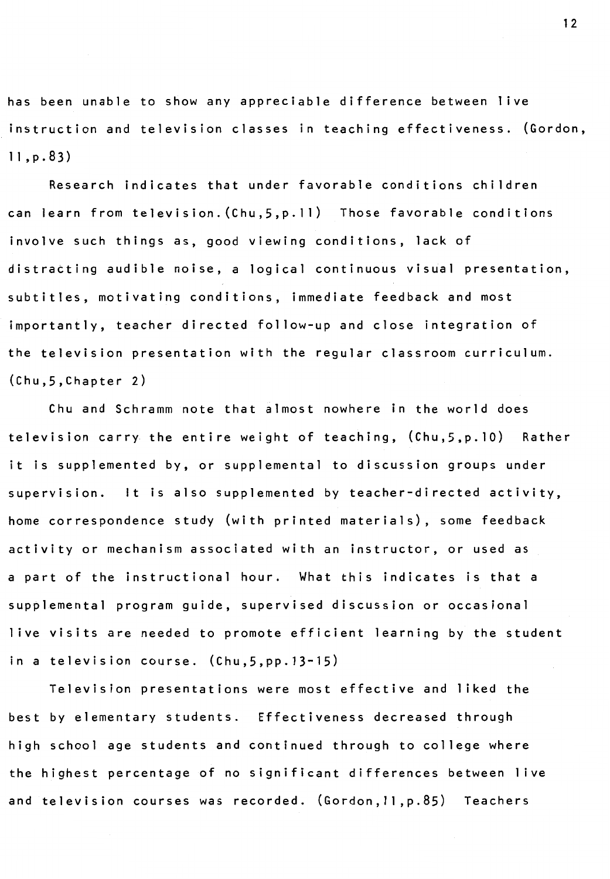has been unable to show any appreciable difference between live instruction and television classes in teaching effectiveness. (Gordon, 11,p.83)

Research indicates that under favorable conditions children can learn from television.(Chu,5,p.11) Those favorable conditions involve such things as, good viewing conditions, lack of distracting audible noise, a logical continuous visual presentation, subtitles, motivating conditions, immediate feedback and most importantly, teacher directed follow-up and close integration of the television presentation with the regular classroom curriculum. (Chu,5,Chapter 2)

Chu and Schramm note that almost nowhere in the world does television carry the entire weight of teaching, (Chu,5,p.10) Rather it is supplemented by, or supplemental to discussion groups under supervision. It is also supplemented by teacher-directed activity, home correspondence study (with printed materials), some feedback activity or mechanism associated with an instructor, or used as a part of the instructional hour. What this indicates is that a supplemental program guide, supervised discussion or occasional live visits are needed to promote efficient learning by the student in a television course. (Chu,5,pp.13-15)

Television presentations were most effective and liked the best by elementary students. Effectiveness decreased through high school age students and continued through to college where the highest percentage of no significant differences between live and television courses was recorded. (Gordon,11,p.85) Teachers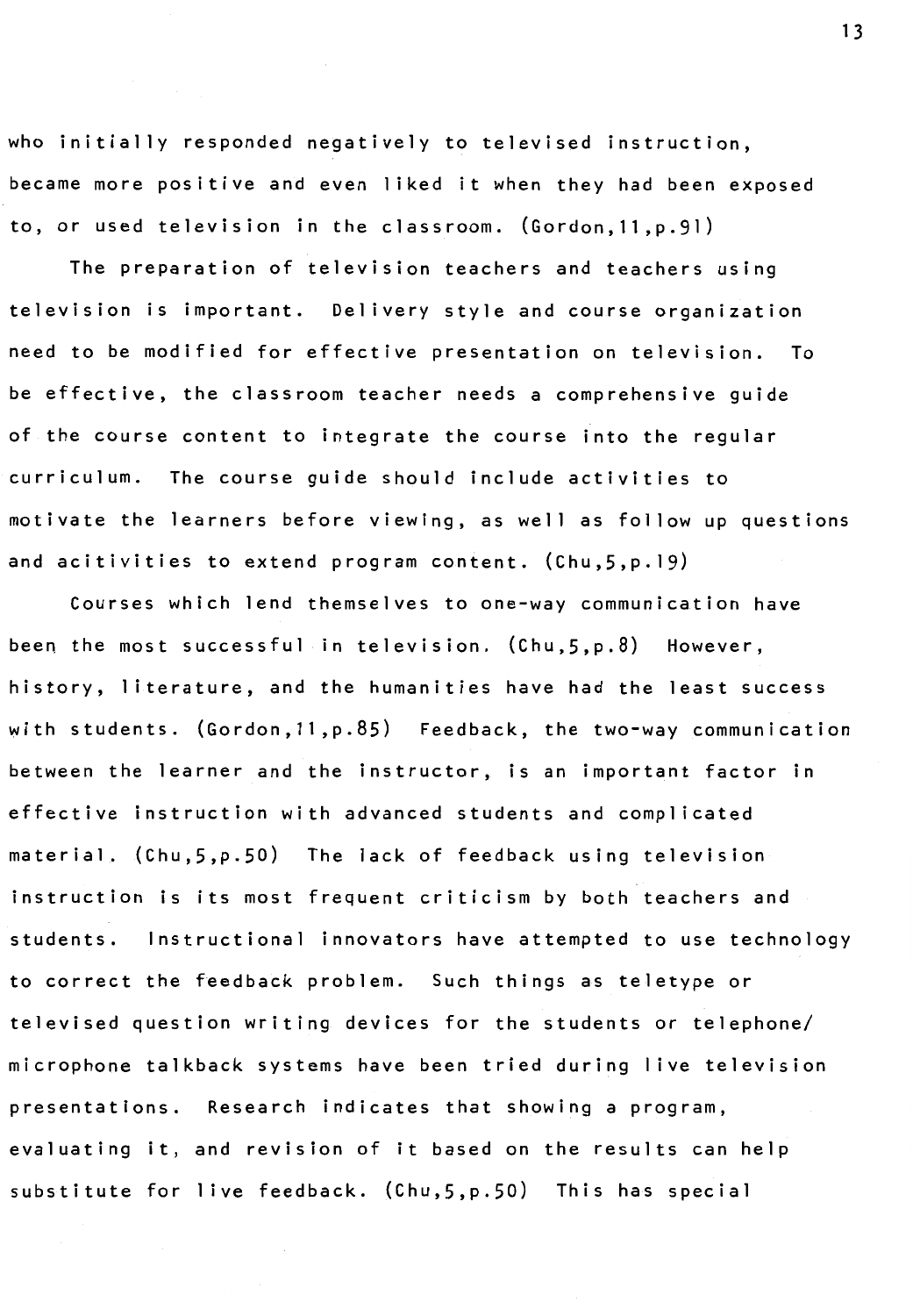who initially responded negatively to televised instruction, became more positive and even liked it when they had been exposed to, or used television in the classroom. (Gordon,11,p.91)

The preparation of television teachers and teachers using television is important. Delivery style and course organization need to be modified for effective presentation on television. To be effective, the classroom teacher needs a comprehensive guide of the course content to integrate the course into the regular curriculum. The course guide should include activities to motivate the learners before viewing, as well as follow up questions and acitivities to extend program content. (Chu,5,p.19)

Courses which lend themselves to one-way communication have been the most successful in television. (Chu,5,p.8) However, history, literature, and the humanities have had the least success with students. (Gordon,11,p.85) Feedback, the two-way communication between the learner and the instructor, is an important factor in effective instruction with advanced students and complicated material. (Chu,5,p.50) The lack of feedback using television instruction is its most frequent criticism by both teachers and students. Instructional innovators have attempted to use technology to correct the feedback problem. Such things as teletype or televised question writing devices for the students or telephone/microphone talkback systems have been tried during live television presentations. Research indicates that showing a program, evaluating it, and revision of it based on the results can help substitute for live feedback. (Chu,5,p.50) This has special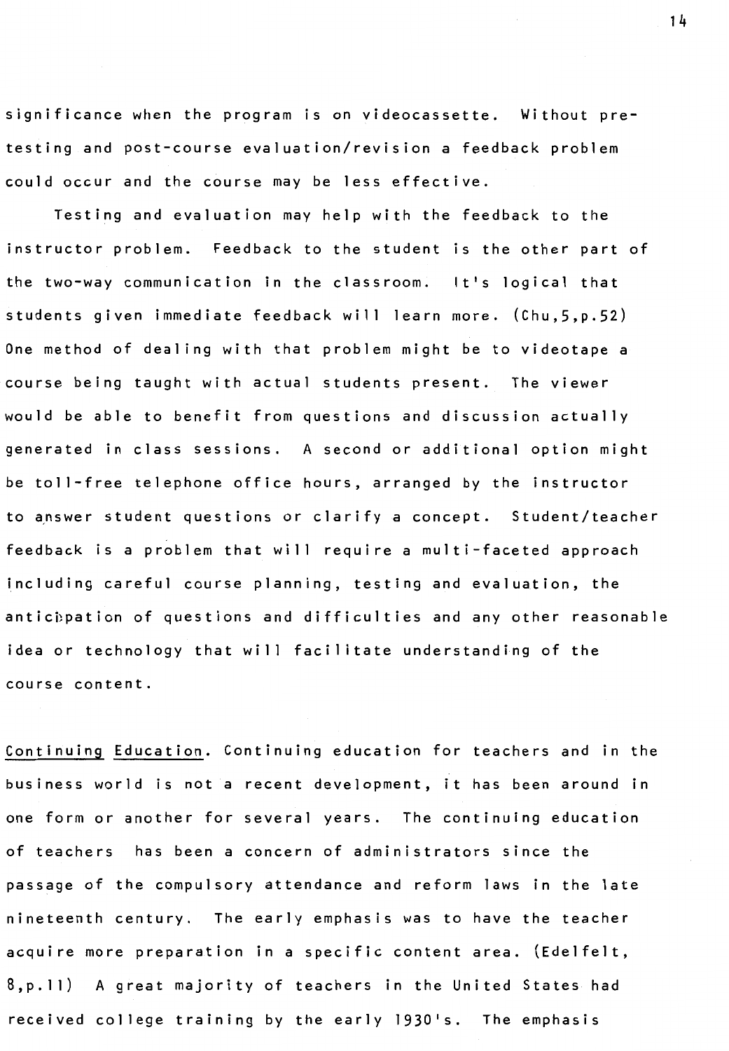significance when the program is on videocassette. Without pre-testing and post-course evaluation/revision a feedback problem could occur and the course may be less effective.

Testing and evaluation may help with the feedback to the instructor problem. Feedback to the student is the other part of the two-way communication in the classroom. It's logical that students given immediate feedback will learn more. (Chu,5,p.52) One method of dealing with that problem might be to videotape a course being taught with actual students present. The viewer would be able to benefit from questions and discussion actually generated in class sessions. A second or additional option might be toll-free telephone office hours, arranged by the instructor to answer student questions or clarify a concept. Student/teacher feedback is a problem that will require a multi-faceted approach including careful course planning, testing and evaluation, the anticipation of questions and difficulties and any other reasonable idea or technology that will facilitate understanding of the course content.

<u>Continuing Education</u>. Continuing education for teachers and in the business world is not a recent development, it has been around in one form or another for several years. The continuing education of teachers has been a concern of administrators since the passage of the compulsory attendance and reform laws in the late nineteenth century. The early emphasis was to have the teacher acquire more preparation in a specific content area. (Edelfelt, 8,p.11) A great majority of teachers in the United States had received college training by the early 1930's. The emphasis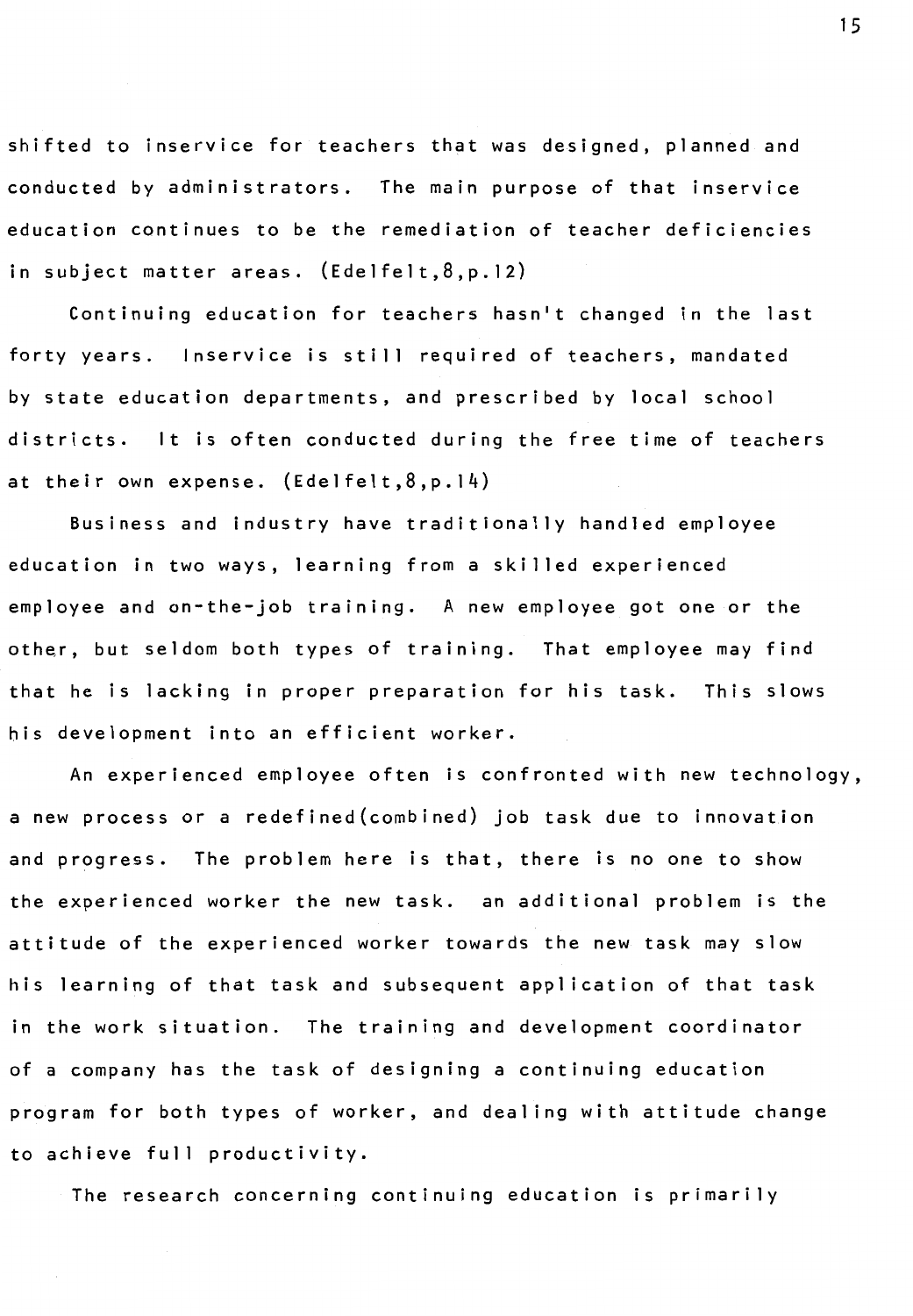shifted to inservice for teachers that was designed, planned and conducted by administrators. The main purpose of that inservice education continues to be the remediation of teacher deficiencies in subject matter areas. (Edelfelt,8,p.12)

Continuing education for teachers hasn't changed in the last forty years. Inservice is still required of teachers, mandated by state education departments, and prescribed by local school districts. It is often conducted during the free time of teachers at their own expense. (Edelfelt,8,p.14)

Business and industry have traditionally handled employee education in two ways, learning from a skilled experienced employee and on-the-job training. A new employee got one or the other, but seldom both types of training. That employee may find that he is lacking in proper preparation for his task. This slows his development into an efficient worker.

An experienced employee often is confronted with new technology, a new process or a redefined(combined) job task due to innovation and progress. The problem here is that, there is no one to show the experienced worker the new task. an additional problem is the attitude of the experienced worker towards the new task may slow his learning of that task and subsequent application of that task in the work situation. The training and development coordinator of a company has the task of designing a continuing education program for both types of worker, and dealing with attitude change to achieve full productivity.

The research concerning continuing education is primarily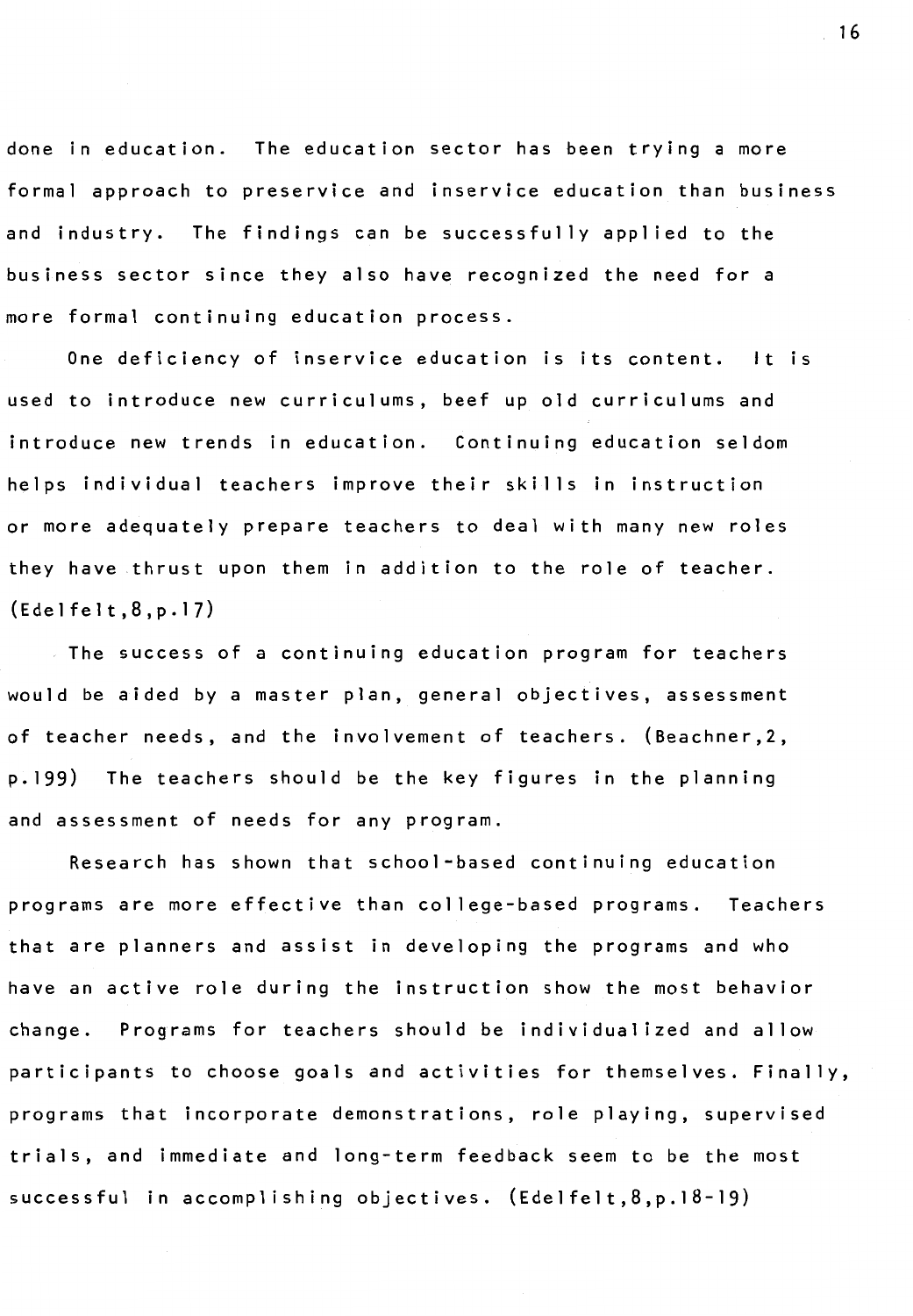done in education. The education sector has been trying a more formal approach to preservice and inservice education than business and industry. The findings can be successfully applied to the business sector since they also have recognized the need for a more formal continuing education process.

One deficiency of inservice education is its content. It is used to introduce new curriculums, beef up old curriculums and introduce new trends in education. Continuing education seldom helps individual teachers improve their skills in instruction or more adequately prepare teachers to deal with many new roles they have thrust upon them in addition to the role of teacher. (Edelfelt,8,p.17)

The success of a continuing education program for teachers would be aided by a master plan, general objectives, assessment of teacher needs, and the involvement of teachers. (Beachner,2, p.199) The teachers should be the key figures in the planning and assessment of needs for any program.

Research has shown that school-based continuing education programs are more effective than college-based programs. Teachers that are planners and assist in developing the programs and who have an active role during the instruction show the most behavior change. Programs for teachers should be individualized and allow participants to choose goals and activities for themselves. Finally, programs that incorporate demonstrations, role playing, supervised trials, and immediate and long-term feedback seem to be the most successful in accomplishing objectives. (Edelfelt,8,p.18-19)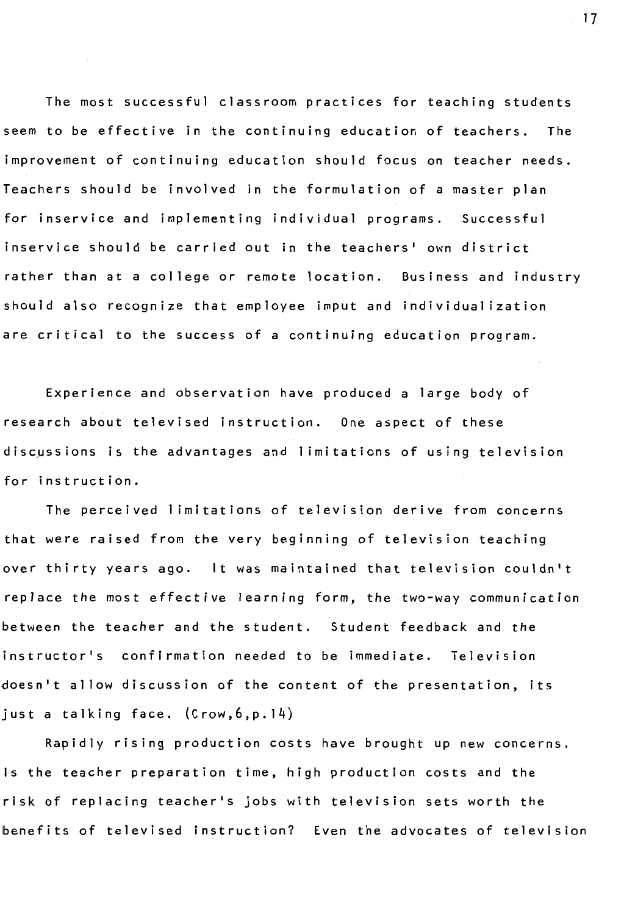The most successful classroom practices for teaching students seem to be effective in the continuing education of teachers. The improvement of continuing education should focus on teacher needs. Teachers should be involved in the formulation of a master plan for inservice and implementing individual programs. Successful inservice should be carried out in the teachers' own district rather than at a college or remote location. Business and industry should also recognize that employee imput and individualization are critical to the success of a continuing education program.

Experience and observation have produced a large body of research about televised instruction. One aspect of these discussions is the advantages and limitations of using television for instruction.

The perceived limitations of television derive from concerns that were raised from the very beginning of television teaching over thirty years ago. It was maintained that television couldn't replace the most effective learning form, the two-way communication between the teacher and the student. Student feedback and the instructor's confirmation needed to be immediate. Television doesn't allow discussion of the content of the presentation, its just a talking face. (Crow,6,p.14)

Rapidly rising production costs have brought up new concerns. Is the teacher preparation time, high production costs and the risk of replacing teacher's jobs with television sets worth the benefits of televised instruction? Even the advocates of television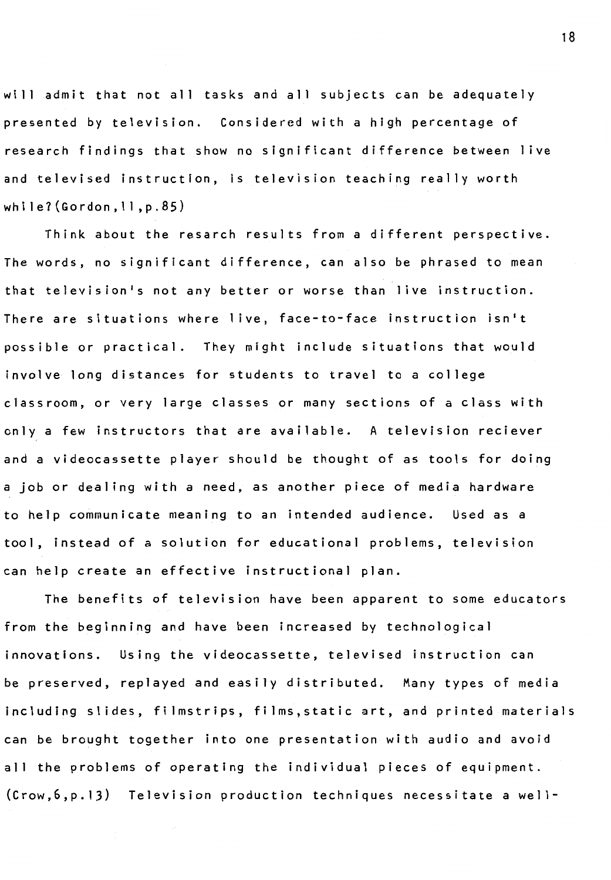will admit that not all tasks and all subjects can be adequately presented by television. Considered with a high percentage of research findings that show no significant difference between live and televised instruction, is television teaching really worth while?(Gordon,11,p.85)

Think about the resarch results from a different perspective. The words, no significant difference, can also be phrased to mean that television's not any better or worse than live instruction. There are situations where live, face-to-face instruction isn't possible or practical. They might include situations that would involve long distances for students to travel to a college classroom, or very large classes or many sections of a class with only a few instructors that are available. A television reciever and a videocassette player should be thought of as tools for doing a job or dealing with a need, as another piece of media hardware to help communicate meaning to an intended audience. Used as a tool, instead of a solution for educational problems, television can help create an effective instructional plan.

The benefits of television have been apparent to some educators from the beginning and have been increased by technological innovations. Using the videocassette, televised instruction can be preserved, replayed and easily distributed. Many types of media including slides, filmstrips, films,static art, and printed materials can be brought together into one presentation with audio and avoid all the problems of operating the individual pieces of equipment. (Crow,6,p.13) Television production techniques necessitate a well-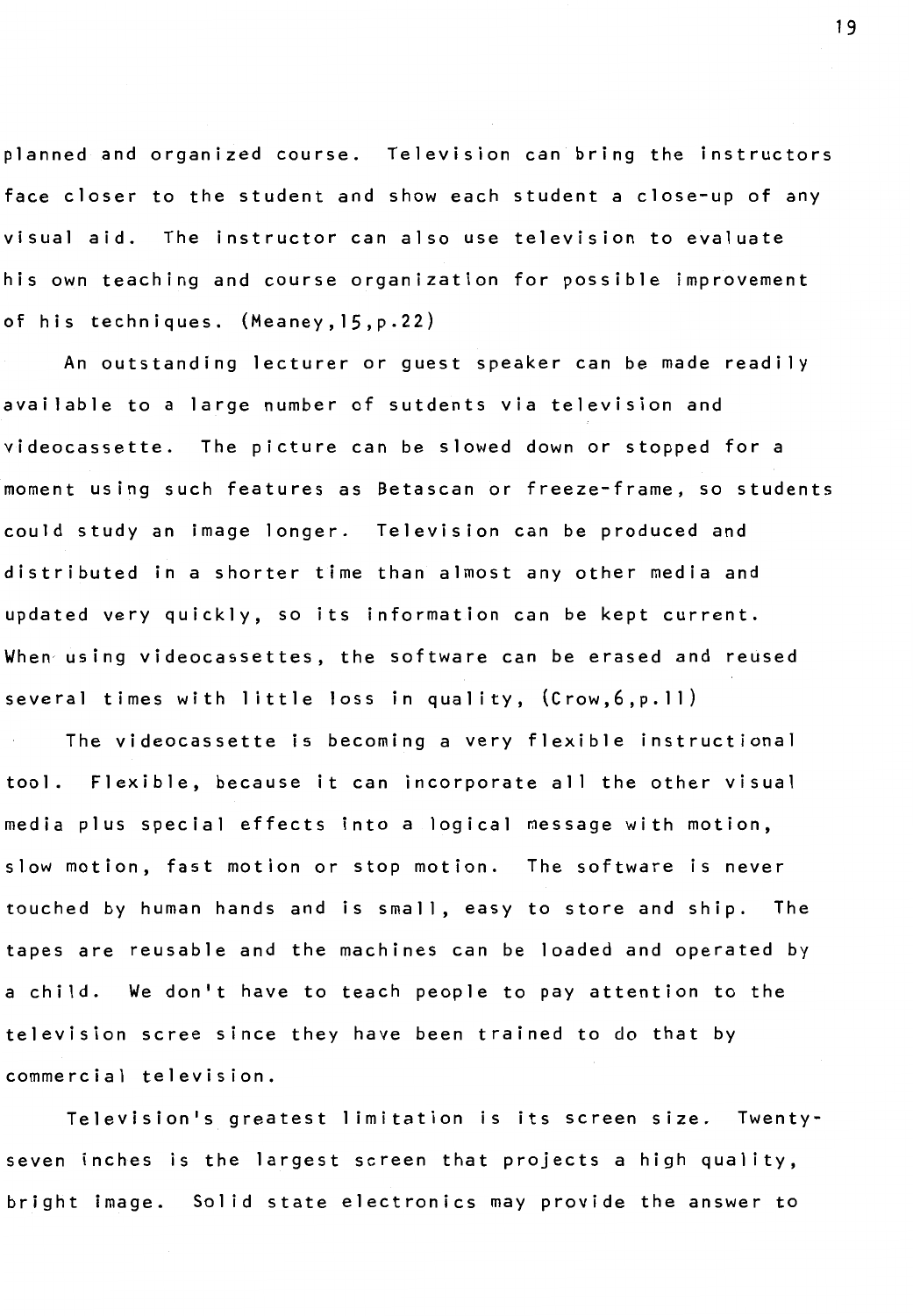planned and organized course. Television can bring the instructors face closer to the student and show each student a close-up of any visual aid. The instructor can also use television to evaluate his own teaching and course organization for possible improvement of his techniques. (Meaney,15,p.22)

An outstanding lecturer or guest speaker can be made readily available to a large number of sutdents via television and videocassette. The picture can be slowed down or stopped for a moment using such features as Betascan or freeze-frame, so students could study an image longer. Television can be produced and distributed in a shorter time than almost any other media and updated very quickly, so its information can be kept current. When using videocassettes, the software can be erased and reused several times with little loss in quality, (Crow,6,p.11)

The videocassette is becoming a very flexible instructional tool. Flexible, because it can incorporate all the other visual media plus special effects into a logical message with motion, slow motion, fast motion or stop motion. The software is never touched by human hands and is small, easy to store and ship. The tapes are reusable and the machines can be loaded and operated by a child. We don't have to teach people to pay attention to the television scree since they have been trained to do that by commercial television.

Television's greatest limitation is its screen size. Twenty-seven inches is the largest screen that projects a high quality, bright image. Solid state electronics may provide the answer to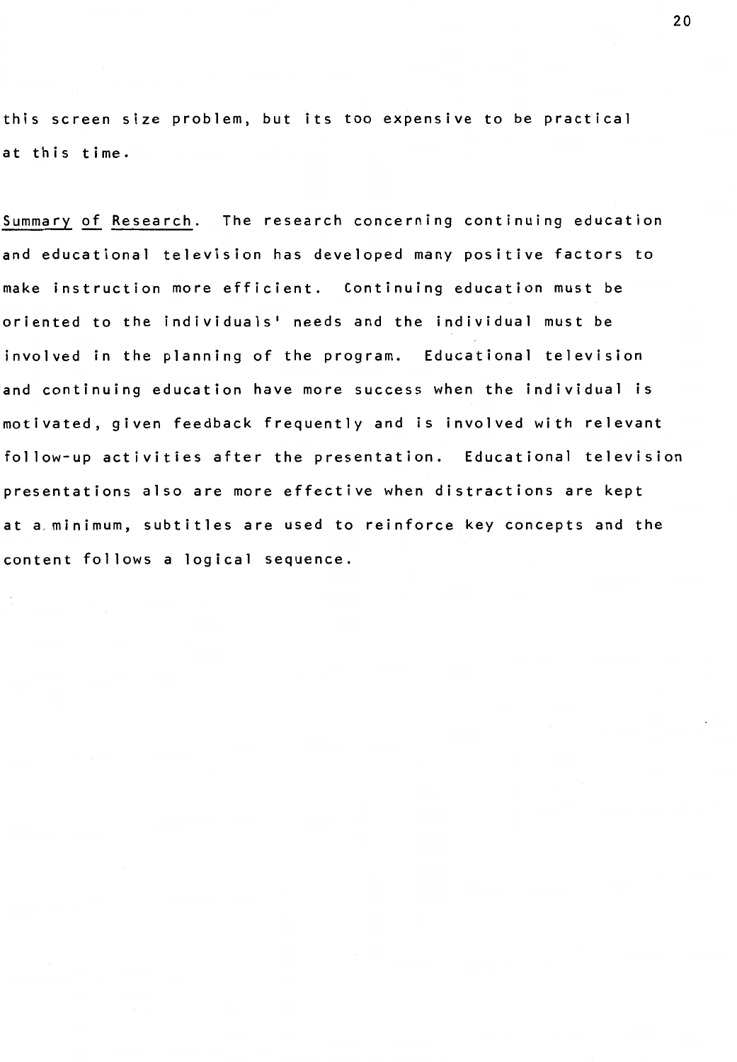this screen size problem, but its too expensive to be practical at this time.

Summary of Research. The research concerning continuing education and educational television has developed many positive factors to make instruction more efficient. Continuing education must be oriented to the individuals' needs and the individual must be involved in the planning of the program. Educational television and continuing education have more success when the individual is motivated, given feedback frequently and is involved with relevant follow-up activities after the presentation. Educational television presentations also are more effective when distractions are kept at a minimum, subtitles are used to reinforce key concepts and the content follows a logical sequence.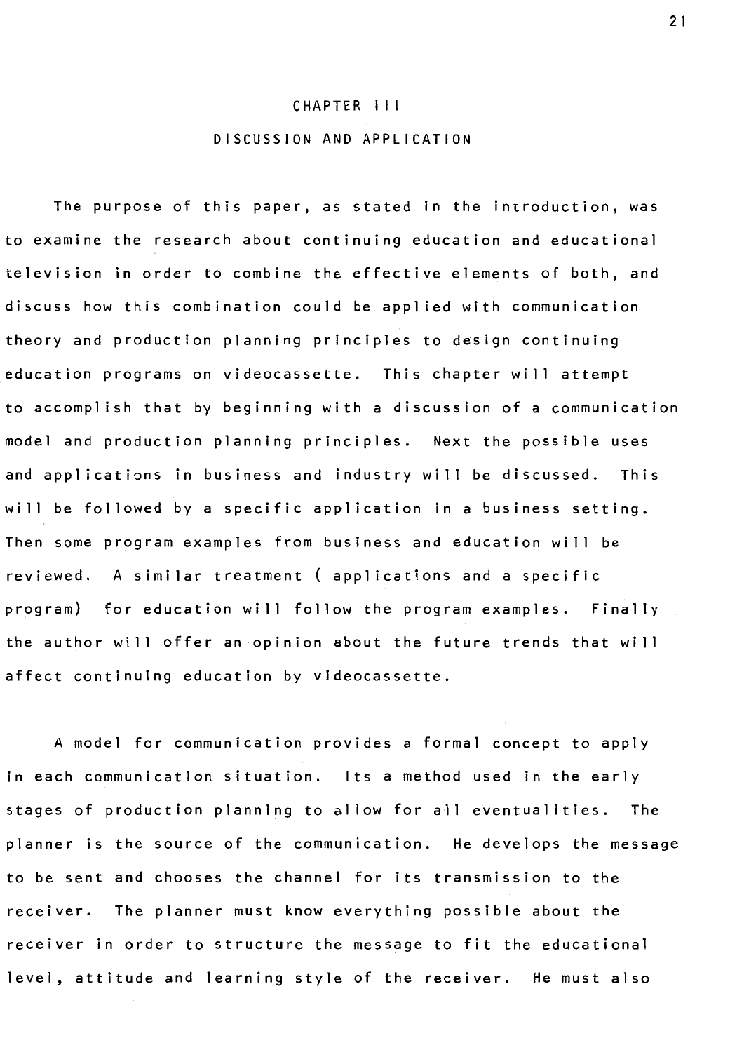# CHAPTER III

## DISCUSSION AND APPLICATION

The purpose of this paper, as stated in the introduction, was to examine the research about continuing education and educational television in order to combine the effective elements of both, and discuss how this combination could be applied with communication theory and production planning principles to design continuing education programs on videocassette. This chapter will attempt to accomplish that by beginning with a discussion of a communication model and production planning principles. Next the possible uses and applications in business and industry will be discussed. This will be followed by a specific application in a business setting. Then some program examples from business and education will be reviewed. A similar treatment ( applications and a specific program) for education will follow the program examples. Finally the author will offer an opinion about the future trends that will affect continuing education by videocassette.

A model for communication provides a formal concept to apply in each communication situation. Its a method used in the early stages of production planning to allow for all eventualities. The planner is the source of the communication. He develops the message to be sent and chooses the channel for its transmission to the receiver. The planner must know everything possible about the receiver in order to structure the message to fit the educational level, attitude and learning style of the receiver. He must also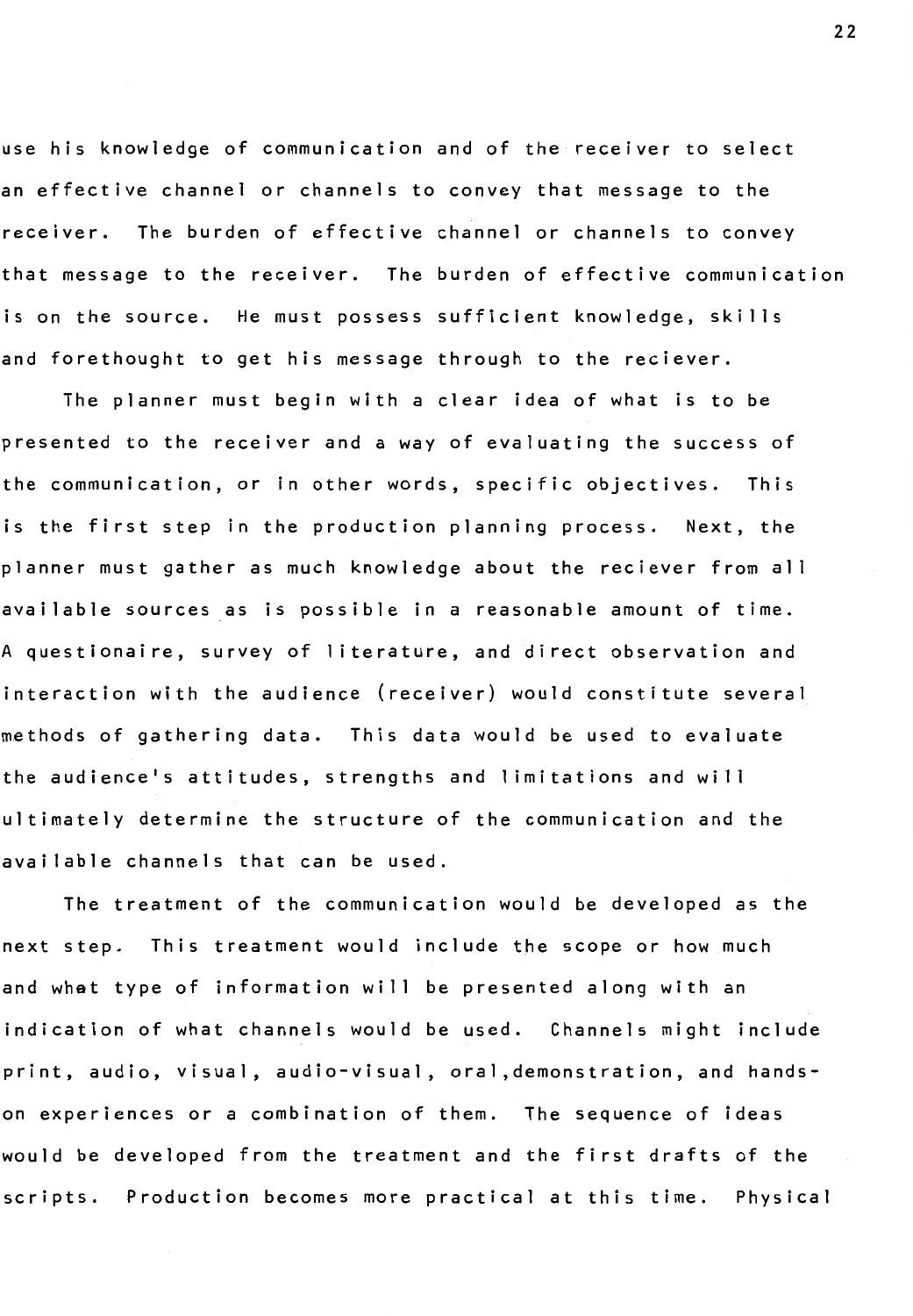use his knowledge of communication and of the receiver to select an effective channel or channels to convey that message to the receiver. The burden of effective channel or channels to convey that message to the receiver. The burden of effective communication is on the source. He must possess sufficient knowledge, skills and forethought to get his message through to the reciever.

The planner must begin with a clear idea of what is to be presented to the receiver and a way of evaluating the success of the communication, or in other words, specific objectives. This is the first step in the production planning process. Next, the planner must gather as much knowledge about the reciever from all available sources as is possible in a reasonable amount of time. A questionaire, survey of literature, and direct observation and interaction with the audience (receiver) would constitute several methods of gathering data. This data would be used to evaluate the audience's attitudes, strengths and limitations and will ultimately determine the structure of the communication and the available channels that can be used.

The treatment of the communication would be developed as the next step. This treatment would include the scope or how much and what type of information will be presented along with an indication of what channels would be used. Channels might include print, audio, visual, audio-visual, oral,demonstration, and hands-on experiences or a combination of them. The sequence of ideas would be developed from the treatment and the first drafts of the scripts. Production becomes more practical at this time. Physical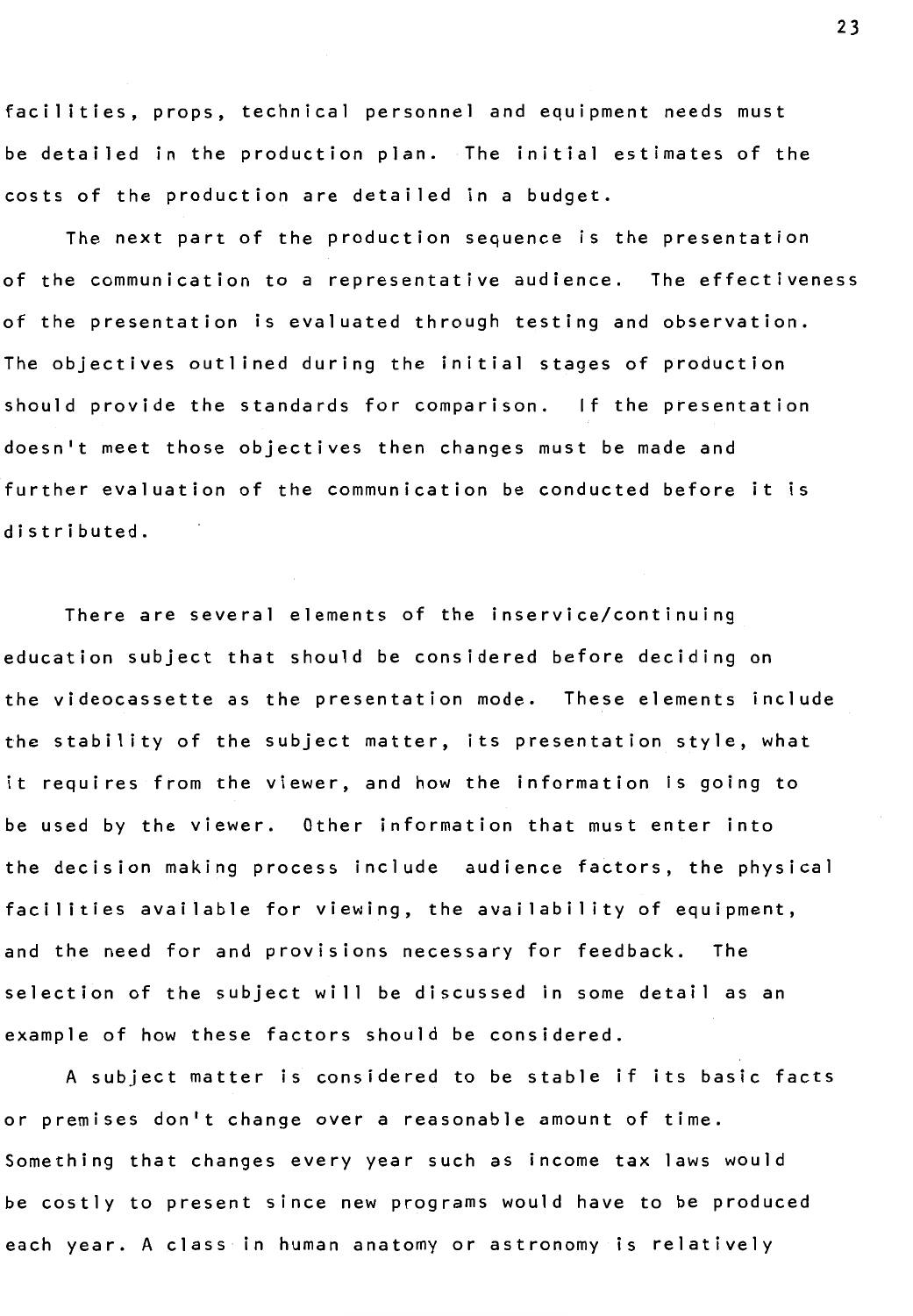facilities, props, technical personnel and equipment needs must be detailed in the production plan. The initial estimates of the costs of the production are detailed in a budget.

The next part of the production sequence is the presentation of the communication to a representative audience. The effectiveness of the presentation is evaluated through testing and observation. The objectives outlined during the initial stages of production should provide the standards for comparison. If the presentation doesn't meet those objectives then changes must be made and further evaluation of the communication be conducted before it is distributed.

There are several elements of the inservice/continuing education subject that should be considered before deciding on the videocassette as the presentation mode. These elements include the stability of the subject matter, its presentation style, what it requires from the viewer, and how the information is going to be used by the viewer. Other information that must enter into the decision making process include audience factors, the physical facilities available for viewing, the availability of equipment, and the need for and provisions necessary for feedback. The selection of the subject will be discussed in some detail as an example of how these factors should be considered.

A subject matter is considered to be stable if its basic facts or premises don't change over a reasonable amount of time. Something that changes every year such as income tax laws would be costly to present since new programs would have to be produced each year. A class in human anatomy or astronomy is relatively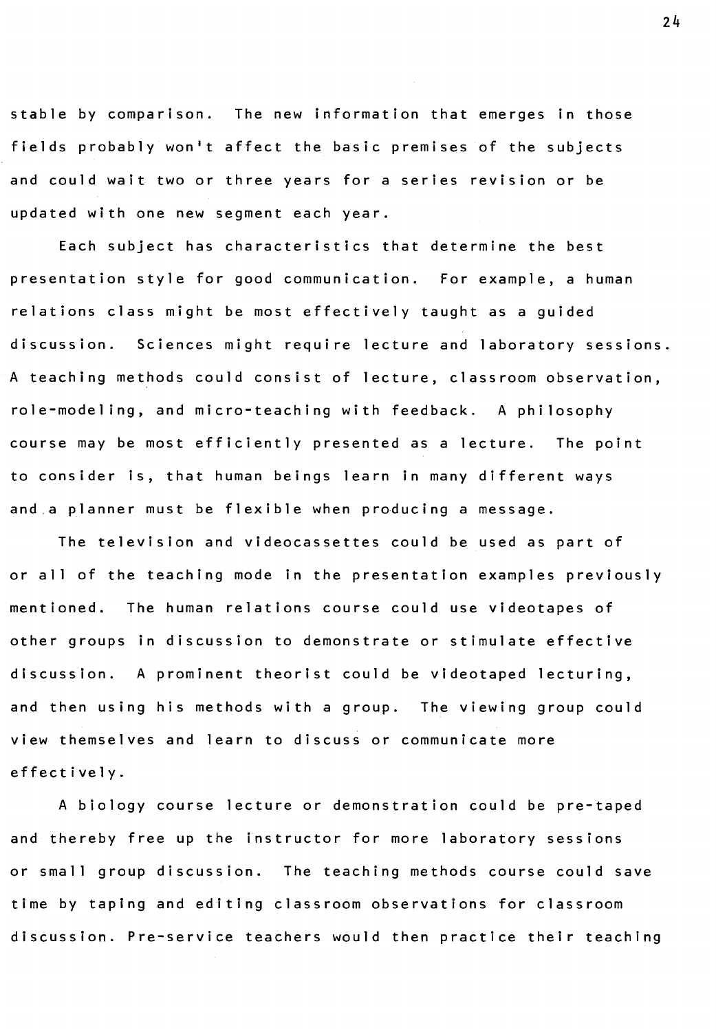stable by comparison. The new information that emerges in those fields probably won't affect the basic premises of the subjects and could wait two or three years for a series revision or be updated with one new segment each year.

Each subject has characteristics that determine the best presentation style for good communication. For example, a human relations class might be most effectively taught as a guided discussion. Sciences might require lecture and laboratory sessions. A teaching methods could consist of lecture, classroom observation, role-modeling, and micro-teaching with feedback. A philosophy course may be most efficiently presented as a lecture. The point to consider is, that human beings learn in many different ways and a planner must be flexible when producing a message.

The television and videocassettes could be used as part of or all of the teaching mode in the presentation examples previously mentioned. The human relations course could use videotapes of other groups in discussion to demonstrate or stimulate effective discussion. A prominent theorist could be videotaped lecturing, and then using his methods with a group. The viewing group could view themselves and learn to discuss or communicate more effectively.

A biology course lecture or demonstration could be pre-taped and thereby free up the instructor for more laboratory sessions or small group discussion. The teaching methods course could save time by taping and editing classroom observations for classroom discussion. Pre-service teachers would then practice their teaching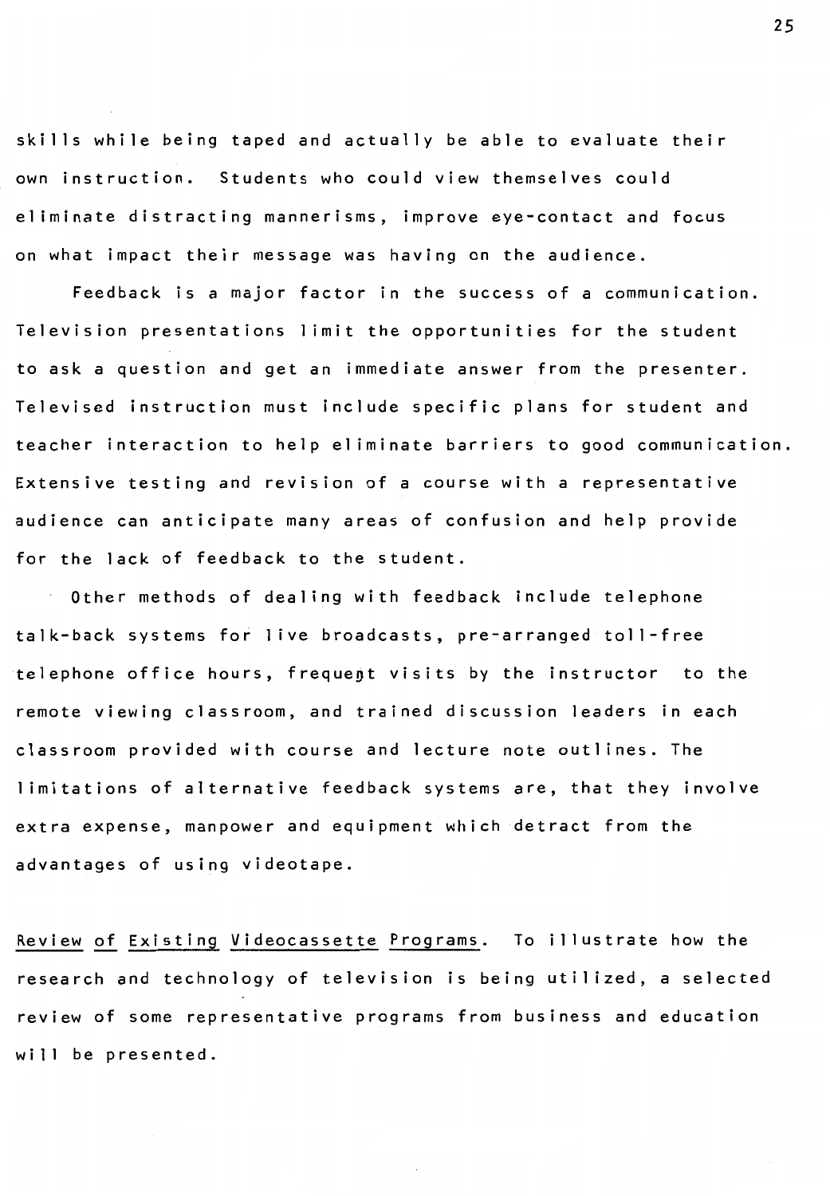skills while being taped and actually be able to evaluate their own instruction. Students who could view themselves could eliminate distracting mannerisms, improve eye-contact and focus on what impact their message was having on the audience.

Feedback is a major factor in the success of a communication. Television presentations limit the opportunities for the student to ask a question and get an immediate answer from the presenter. Televised instruction must include specific plans for student and teacher interaction to help eliminate barriers to good communication. Extensive testing and revision of a course with a representative audience can anticipate many areas of confusion and help provide for the lack of feedback to the student.

Other methods of dealing with feedback include telephone talk-back systems for live broadcasts, pre-arranged toll-free telephone office hours, frequent visits by the instructor to the remote viewing classroom, and trained discussion leaders in each classroom provided with course and lecture note outlines. The limitations of alternative feedback systems are, that they involve extra expense, manpower and equipment which detract from the advantages of using videotape.

<u>Review of Existing Videocassette Programs</u>. To illustrate how the research and technology of television is being utilized, a selected review of some representative programs from business and education will be presented.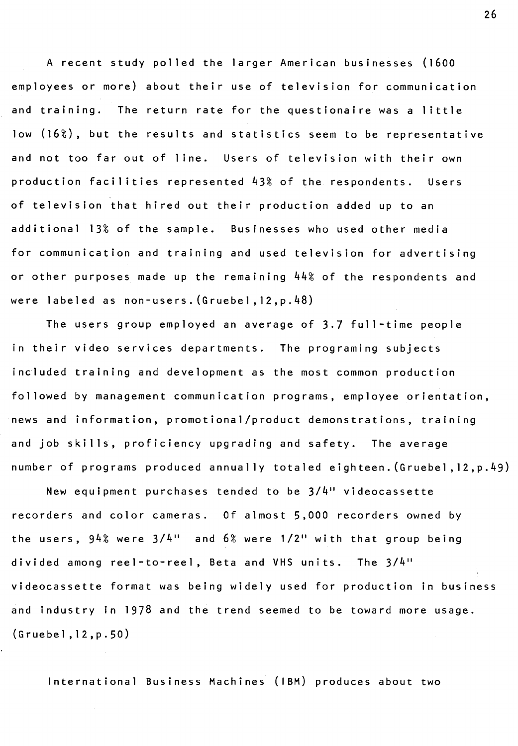A recent study polled the larger American businesses (1600 employees or more) about their use of television for communication and training. The return rate for the questionaire was a little low (16%), but the results and statistics seem to be representative and not too far out of line. Users of television with their own production facilities represented 43% of the respondents. Users of television that hired out their production added up to an additional 13% of the sample. Businesses who used other media for communication and training and used television for advertising or other purposes made up the remaining 44% of the respondents and were labeled as non-users. (Gruebel, 12, p. 48)

The users group employed an average of 3.7 full-time people in their video services departments. The programing subjects included training and development as the most common production followed by management communication programs, employee orientation, news and information, promotional/product demonstrations, training and job skills, proficiency upgrading and safety. The average number of programs produced annually totaled eighteen. (Gruebel, 12, p. 49)

New equipment purchases tended to be 3/4" videocassette recorders and color cameras. Of almost 5,000 recorders owned by the users, 94% were 3/4" and 6% were 1/2" with that group being divided among reel-to-reel, Beta and VHS units. The 3/4" videocassette format was being widely used for production in business and industry in 1978 and the trend seemed to be toward more usage. (Gruebel, 12, p. 50)

International Business Machines (IBM) produces about two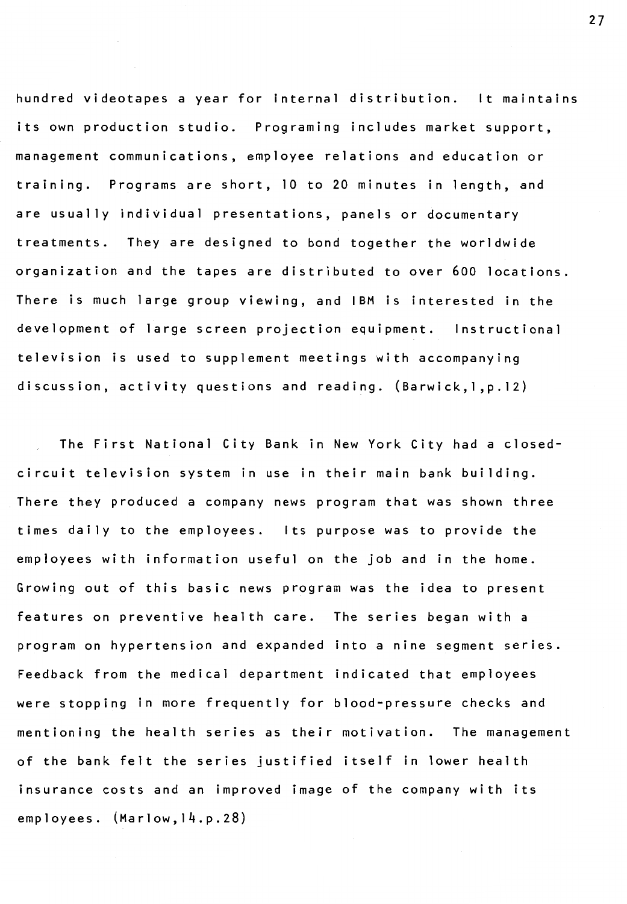hundred videotapes a year for internal distribution. It maintains its own production studio. Programing includes market support, management communications, employee relations and education or training. Programs are short, 10 to 20 minutes in length, and are usually individual presentations, panels or documentary treatments. They are designed to bond together the worldwide organization and the tapes are distributed to over 600 locations. There is much large group viewing, and IBM is interested in the development of large screen projection equipment. Instructional television is used to supplement meetings with accompanying discussion, activity questions and reading. (Barwick,1,p.12)

The First National City Bank in New York City had a closed-circuit television system in use in their main bank building. There they produced a company news program that was shown three times daily to the employees. Its purpose was to provide the employees with information useful on the job and in the home. Growing out of this basic news program was the idea to present features on preventive health care. The series began with a program on hypertension and expanded into a nine segment series. Feedback from the medical department indicated that employees were stopping in more frequently for blood-pressure checks and mentioning the health series as their motivation. The management of the bank felt the series justified itself in lower health insurance costs and an improved image of the company with its employees. (Marlow,14.p.28)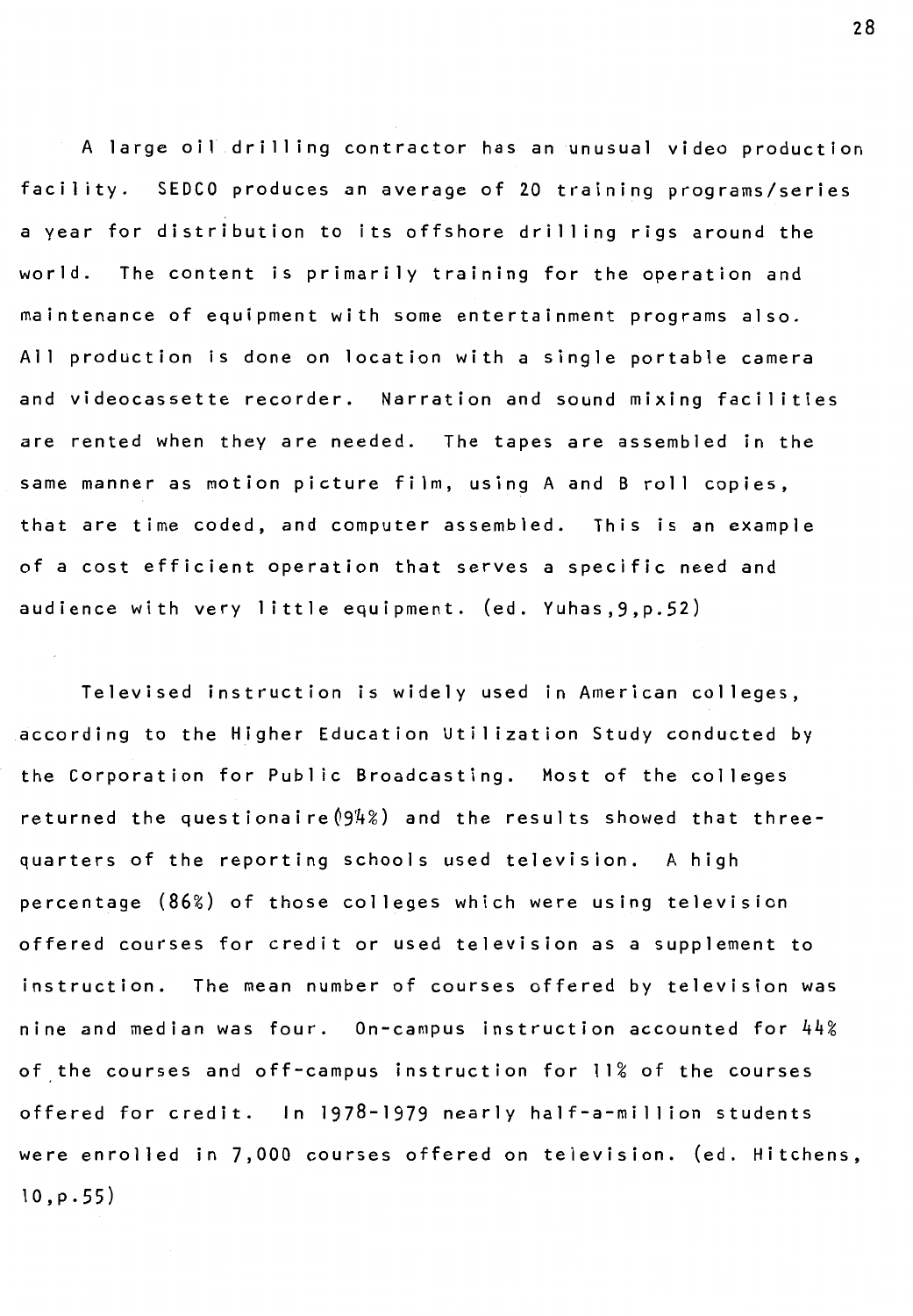A large oil drilling contractor has an unusual video production facility. SEDCO produces an average of 20 training programs/series a year for distribution to its offshore drilling rigs around the world. The content is primarily training for the operation and maintenance of equipment with some entertainment programs also. All production is done on location with a single portable camera and videocassette recorder. Narration and sound mixing facilities are rented when they are needed. The tapes are assembled in the same manner as motion picture film, using A and B roll copies, that are time coded, and computer assembled. This is an example of a cost efficient operation that serves a specific need and audience with very little equipment. (ed. Yuhas,9,p.52)

Televised instruction is widely used in American colleges, according to the Higher Education Utilization Study conducted by the Corporation for Public Broadcasting. Most of the colleges returned the questionaire(94%) and the results showed that three-quarters of the reporting schools used television. A high percentage (86%) of those colleges which were using television offered courses for credit or used television as a supplement to instruction. The mean number of courses offered by television was nine and median was four. On-campus instruction accounted for 44% of the courses and off-campus instruction for 11% of the courses offered for credit. In 1978-1979 nearly half-a-million students were enrolled in 7,000 courses offered on television. (ed. Hitchens, 10,p.55)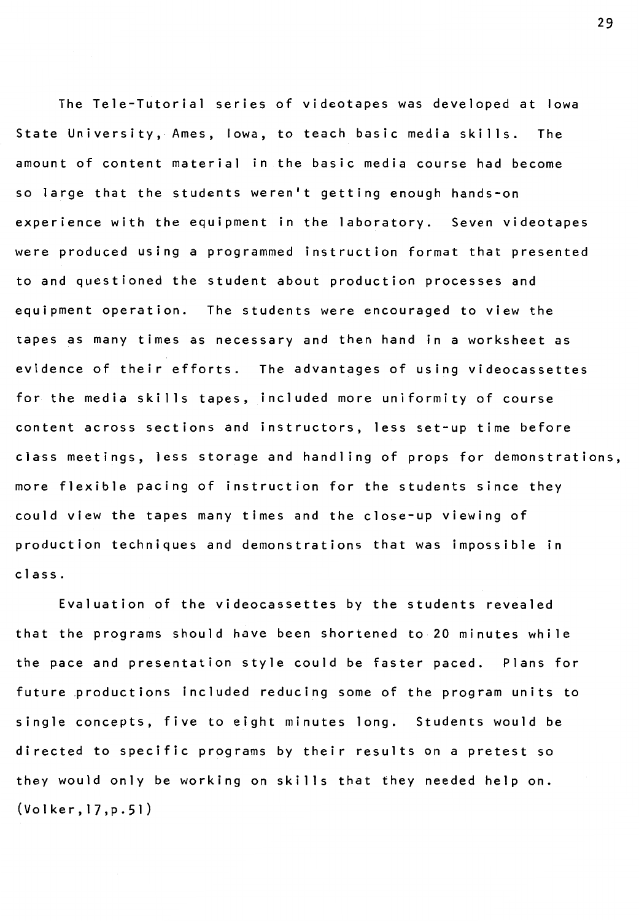The Tele-Tutorial series of videotapes was developed at Iowa State University, Ames, Iowa, to teach basic media skills. The amount of content material in the basic media course had become so large that the students weren't getting enough hands-on experience with the equipment in the laboratory. Seven videotapes were produced using a programmed instruction format that presented to and questioned the student about production processes and equipment operation. The students were encouraged to view the tapes as many times as necessary and then hand in a worksheet as evidence of their efforts. The advantages of using videocassettes for the media skills tapes, included more uniformity of course content across sections and instructors, less set-up time before class meetings, less storage and handling of props for demonstrations, more flexible pacing of instruction for the students since they could view the tapes many times and the close-up viewing of production techniques and demonstrations that was impossible in class.

Evaluation of the videocassettes by the students revealed that the programs should have been shortened to 20 minutes while the pace and presentation style could be faster paced. Plans for future productions included reducing some of the program units to single concepts, five to eight minutes long. Students would be directed to specific programs by their results on a pretest so they would only be working on skills that they needed help on. (Volker,17,p.51)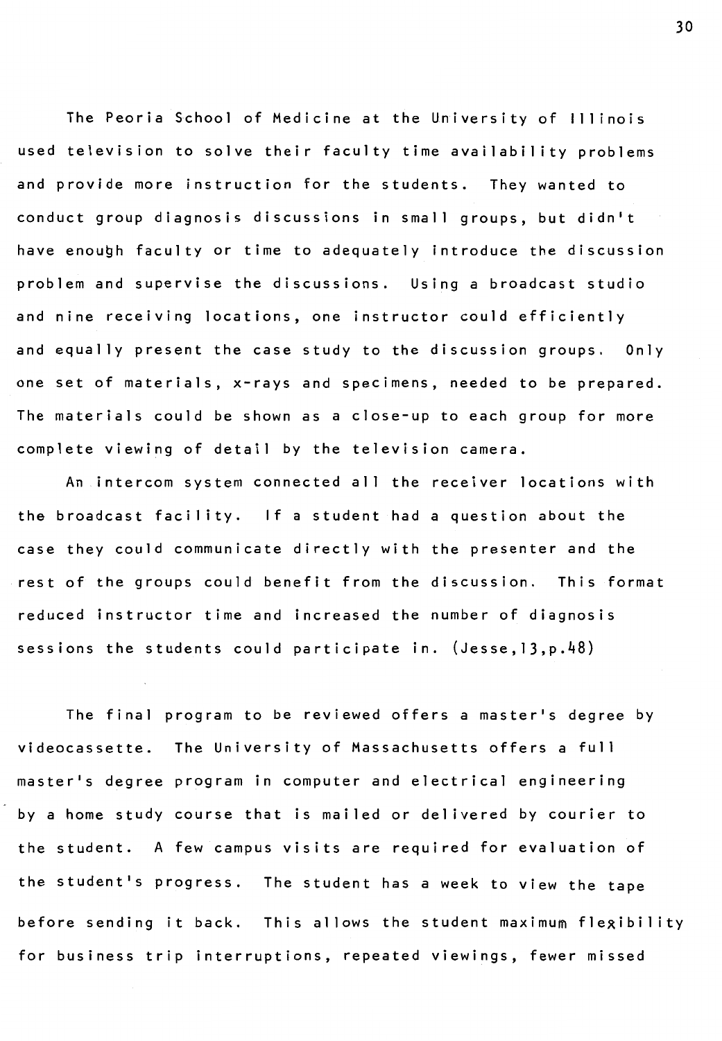The Peoria School of Medicine at the University of Illinois used television to solve their faculty time availability problems and provide more instruction for the students. They wanted to conduct group diagnosis discussions in small groups, but didn't have enough faculty or time to adequately introduce the discussion problem and supervise the discussions. Using a broadcast studio and nine receiving locations, one instructor could efficiently and equally present the case study to the discussion groups. Only one set of materials, x-rays and specimens, needed to be prepared. The materials could be shown as a close-up to each group for more complete viewing of detail by the television camera.

An intercom system connected all the receiver locations with the broadcast facility. If a student had a question about the case they could communicate directly with the presenter and the rest of the groups could benefit from the discussion. This format reduced instructor time and increased the number of diagnosis sessions the students could participate in. (Jesse,13,p.48)

The final program to be reviewed offers a master's degree by videocassette. The University of Massachusetts offers a full master's degree program in computer and electrical engineering by a home study course that is mailed or delivered by courier to the student. A few campus visits are required for evaluation of the student's progress. The student has a week to view the tape before sending it back. This allows the student maximum flexibility for business trip interruptions, repeated viewings, fewer missed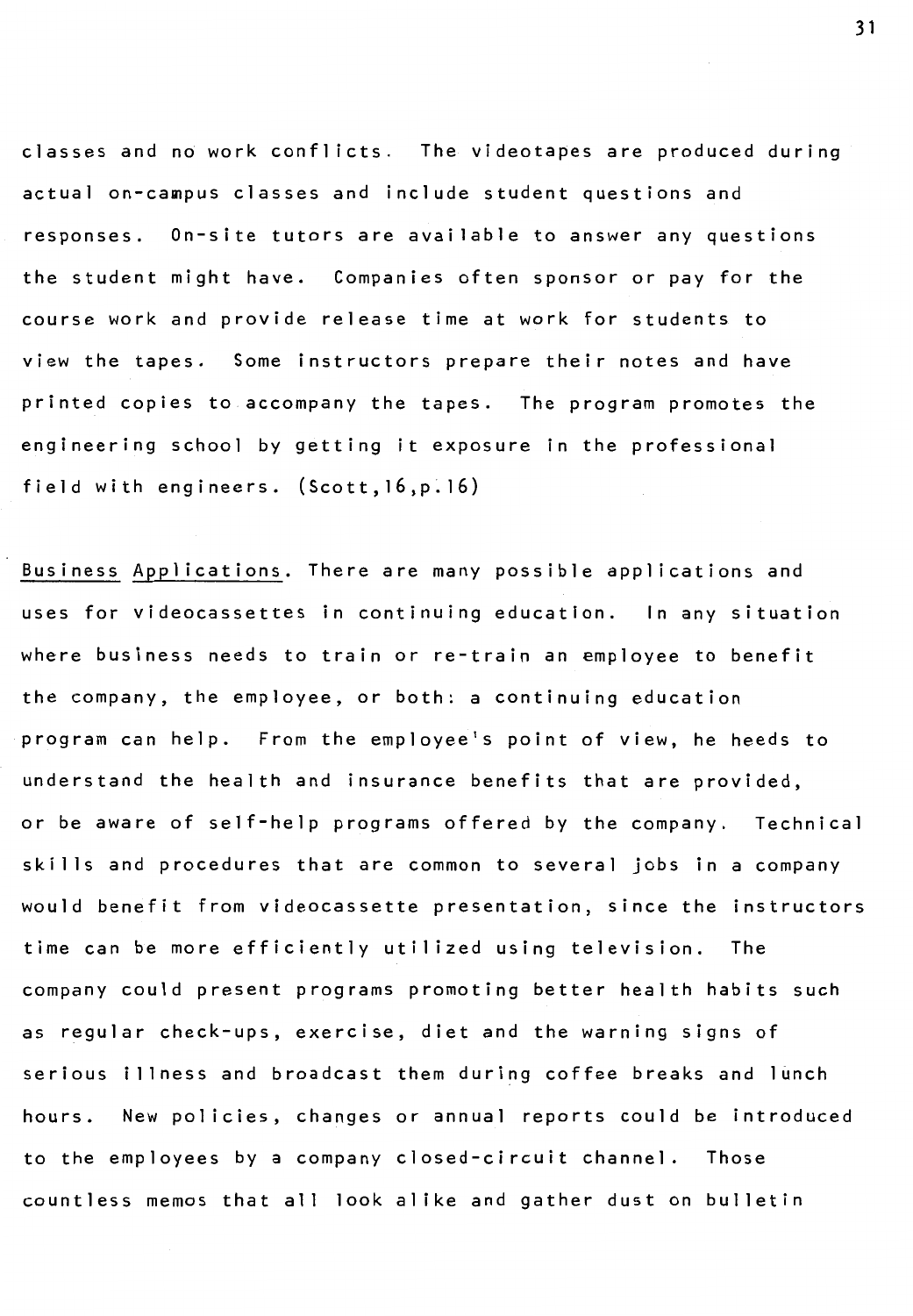classes and no work conflicts. The videotapes are produced during actual on-campus classes and include student questions and responses. On-site tutors are available to answer any questions the student might have. Companies often sponsor or pay for the course work and provide release time at work for students to view the tapes. Some instructors prepare their notes and have printed copies to accompany the tapes. The program promotes the engineering school by getting it exposure in the professional field with engineers. (Scott,16,p.16)

<u>Business Applications</u>. There are many possible applications and uses for videocassettes in continuing education. In any situation where business needs to train or re-train an employee to benefit the company, the employee, or both: a continuing education program can help. From the employee's point of view, he heeds to understand the health and insurance benefits that are provided, or be aware of self-help programs offered by the company. Technical skills and procedures that are common to several jobs in a company would benefit from videocassette presentation, since the instructors time can be more efficiently utilized using television. The company could present programs promoting better health habits such as regular check-ups, exercise, diet and the warning signs of serious illness and broadcast them during coffee breaks and lunch hours. New policies, changes or annual reports could be introduced to the employees by a company closed-circuit channel. Those countless memos that all look alike and gather dust on bulletin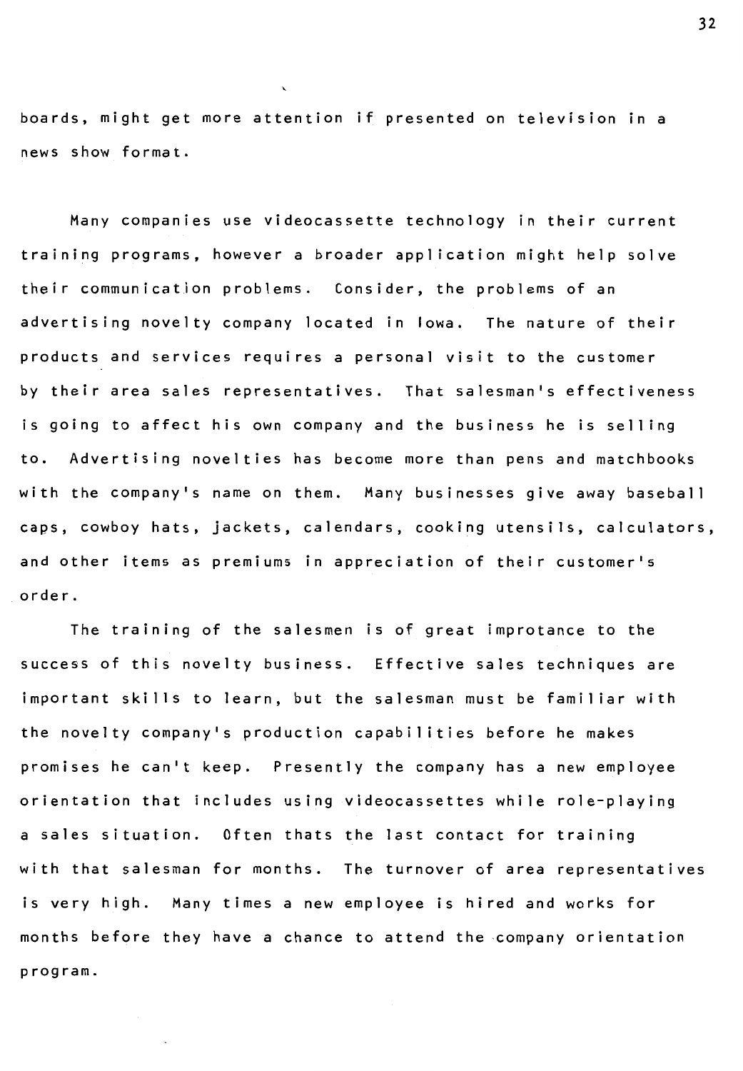boards, might get more attention if presented on television in a news show format.

Many companies use videocassette technology in their current training programs, however a broader application might help solve their communication problems. Consider, the problems of an advertising novelty company located in Iowa. The nature of their products and services requires a personal visit to the customer by their area sales representatives. That salesman's effectiveness is going to affect his own company and the business he is selling to. Advertising novelties has become more than pens and matchbooks with the company's name on them. Many businesses give away baseball caps, cowboy hats, jackets, calendars, cooking utensils, calculators, and other items as premiums in appreciation of their customer's order.

The training of the salesmen is of great improtance to the success of this novelty business. Effective sales techniques are important skills to learn, but the salesman must be familiar with the novelty company's production capabilities before he makes promises he can't keep. Presently the company has a new employee orientation that includes using videocassettes while role-playing a sales situation. Often thats the last contact for training with that salesman for months. The turnover of area representatives is very high. Many times a new employee is hired and works for months before they have a chance to attend the company orientation program.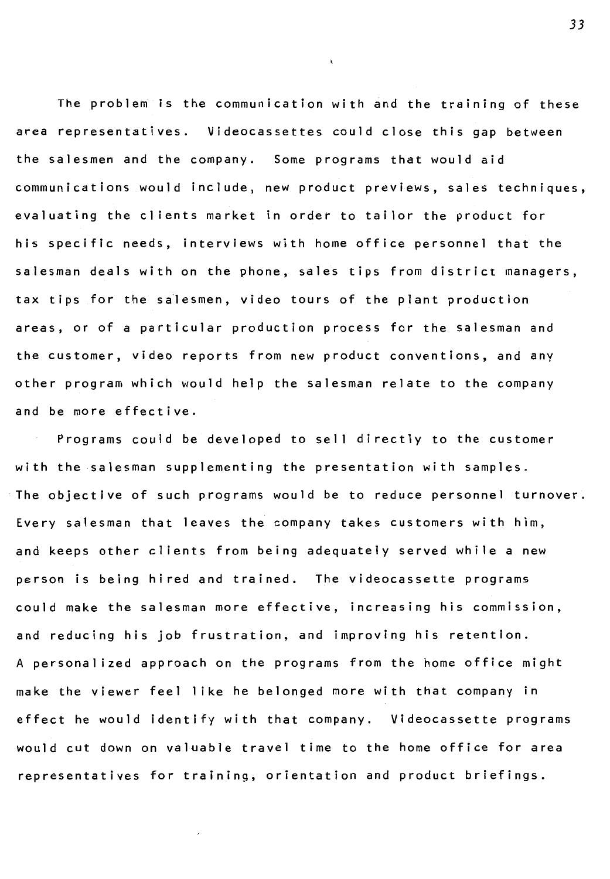The problem is the communication with and the training of these area representatives. Videocassettes could close this gap between the salesmen and the company. Some programs that would aid communications would include, new product previews, sales techniques, evaluating the clients market in order to tailor the product for his specific needs, interviews with home office personnel that the salesman deals with on the phone, sales tips from district managers, tax tips for the salesmen, video tours of the plant production areas, or of a particular production process for the salesman and the customer, video reports from new product conventions, and any other program which would help the salesman relate to the company and be more effective.

Programs could be developed to sell directly to the customer with the salesman supplementing the presentation with samples. The objective of such programs would be to reduce personnel turnover. Every salesman that leaves the company takes customers with him, and keeps other clients from being adequately served while a new person is being hired and trained. The videocassette programs could make the salesman more effective, increasing his commission, and reducing his job frustration, and improving his retention. A personalized approach on the programs from the home office might make the viewer feel like he belonged more with that company in effect he would identify with that company. Videocassette programs would cut down on valuable travel time to the home office for area representatives for training, orientation and product briefings.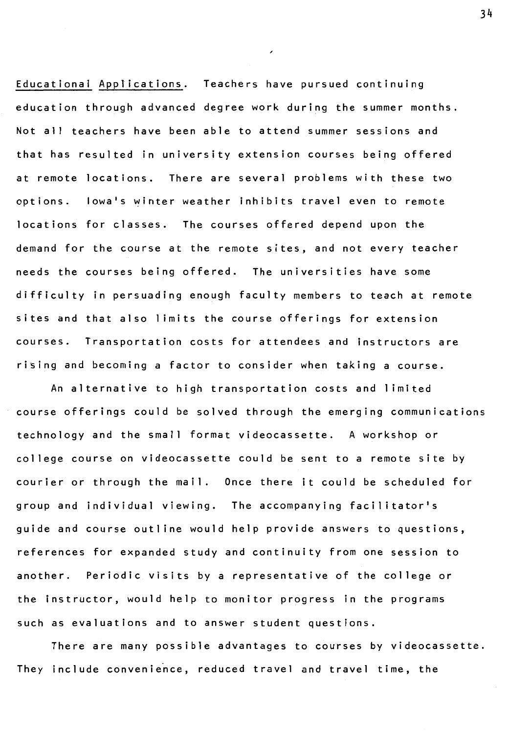Educational Applications. Teachers have pursued continuing education through advanced degree work during the summer months. Not all teachers have been able to attend summer sessions and that has resulted in university extension courses being offered at remote locations. There are several problems with these two options. Iowa's winter weather inhibits travel even to remote locations for classes. The courses offered depend upon the demand for the course at the remote sites, and not every teacher needs the courses being offered. The universities have some difficulty in persuading enough faculty members to teach at remote sites and that also limits the course offerings for extension courses. Transportation costs for attendees and instructors are rising and becoming a factor to consider when taking a course.

An alternative to high transportation costs and limited course offerings could be solved through the emerging communications technology and the small format videocassette. A workshop or college course on videocassette could be sent to a remote site by courier or through the mail. Once there it could be scheduled for group and individual viewing. The accompanying facilitator's guide and course outline would help provide answers to questions, references for expanded study and continuity from one session to another. Periodic visits by a representative of the college or the instructor, would help to monitor progress in the programs such as evaluations and to answer student questions.

There are many possible advantages to courses by videocassette. They include convenience, reduced travel and travel time, the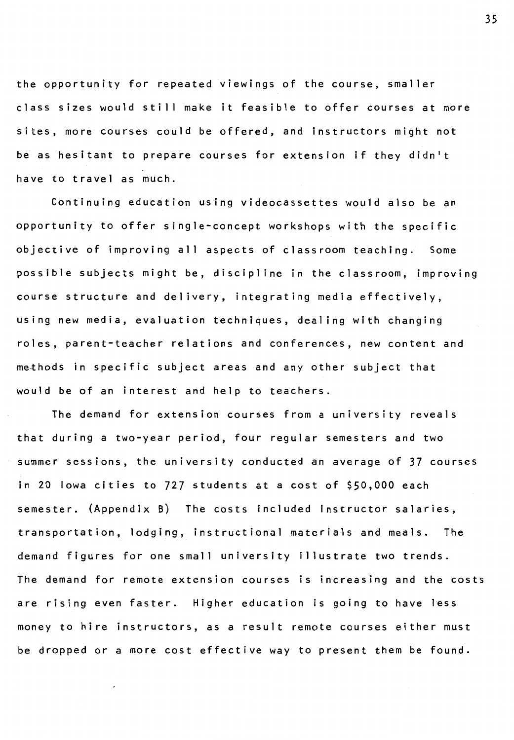the opportunity for repeated viewings of the course, smaller class sizes would still make it feasible to offer courses at more sites, more courses could be offered, and instructors might not be as hesitant to prepare courses for extension if they didn't have to travel as much.

Continuing education using videocassettes would also be an opportunity to offer single-concept workshops with the specific objective of improving all aspects of classroom teaching. Some possible subjects might be, discipline in the classroom, improving course structure and delivery, integrating media effectively, using new media, evaluation techniques, dealing with changing roles, parent-teacher relations and conferences, new content and methods in specific subject areas and any other subject that would be of an interest and help to teachers.

The demand for extension courses from a university reveals that during a two-year period, four regular semesters and two summer sessions, the university conducted an average of 37 courses in 20 Iowa cities to 727 students at a cost of $50,000 each semester. (Appendix B) The costs included instructor salaries, transportation, lodging, instructional materials and meals. The demand figures for one small university illustrate two trends. The demand for remote extension courses is increasing and the costs are rising even faster. Higher education is going to have less money to hire instructors, as a result remote courses either must be dropped or a more cost effective way to present them be found.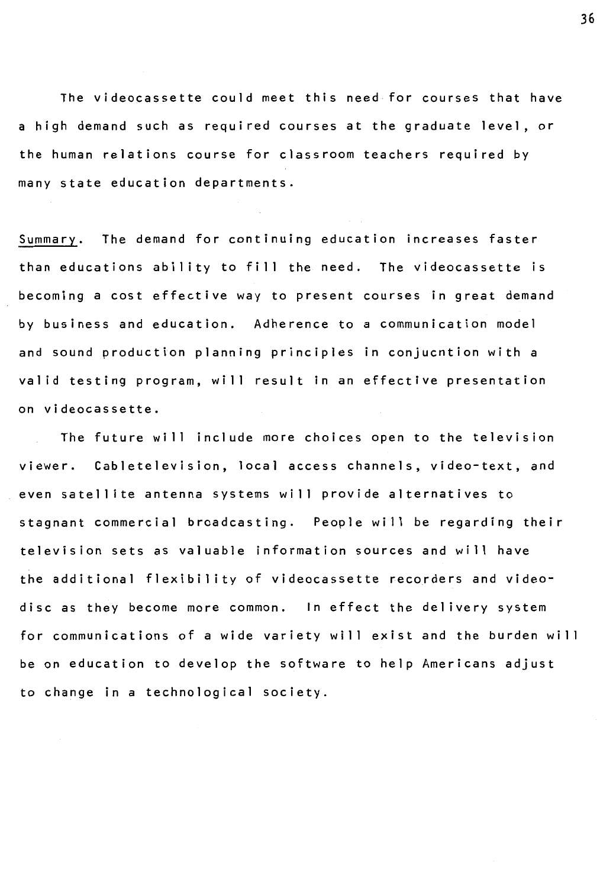The videocassette could meet this need for courses that have a high demand such as required courses at the graduate level, or the human relations course for classroom teachers required by many state education departments.

Summary. The demand for continuing education increases faster than educations ability to fill the need. The videocassette is becoming a cost effective way to present courses in great demand by business and education. Adherence to a communication model and sound production planning principles in conjucntion with a valid testing program, will result in an effective presentation on videocassette.

The future will include more choices open to the television viewer. Cabletelevision, local access channels, video-text, and even satellite antenna systems will provide alternatives to stagnant commercial broadcasting. People will be regarding their television sets as valuable information sources and will have the additional flexibility of videocassette recorders and video-disc as they become more common. In effect the delivery system for communications of a wide variety will exist and the burden will be on education to develop the software to help Americans adjust to change in a technological society.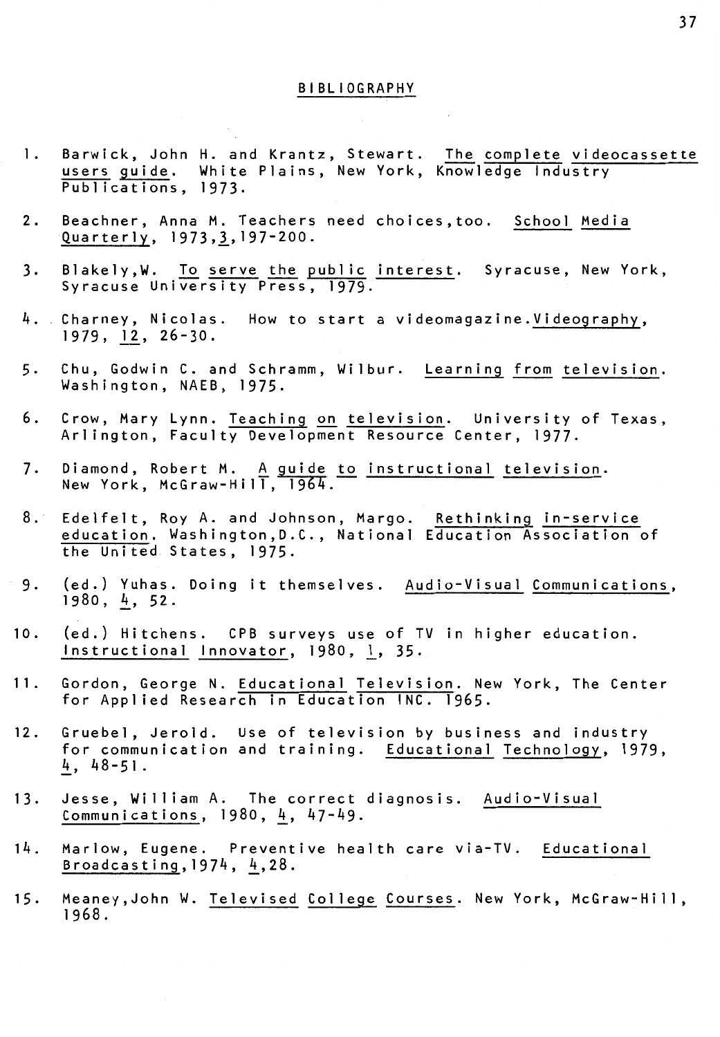## BIBLIOGRAPHY

1. Barwick, John H. and Krantz, Stewart. The complete videocassette users guide. White Plains, New York, Knowledge Industry Publications, 1973.

2. Beachner, Anna M. Teachers need choices,too. School Media Quarterly, 1973,3,197-200.

3. Blakely,W. To serve the public interest. Syracuse, New York, Syracuse University Press, 1979.

4. Charney, Nicolas. How to start a videomagazine.Videography, 1979, 12, 26-30.

5. Chu, Godwin C. and Schramm, Wilbur. Learning from television. Washington, NAEB, 1975.

6. Crow, Mary Lynn. Teaching on television. University of Texas, Arlington, Faculty Development Resource Center, 1977.

7. Diamond, Robert M. A guide to instructional television. New York, McGraw-Hill, 1964.

8. Edelfelt, Roy A. and Johnson, Margo. Rethinking in-service education. Washington,D.C., National Education Association of the United States, 1975.

9. (ed.) Yuhas. Doing it themselves. Audio-Visual Communications, 1980, 4, 52.

10. (ed.) Hitchens. CPB surveys use of TV in higher education. Instructional Innovator, 1980, 1, 35.

11. Gordon, George N. Educational Television. New York, The Center for Applied Research in Education INC. 1965.

12. Gruebel, Jerold. Use of television by business and industry for communication and training. Educational Technology, 1979, 4, 48-51.

13. Jesse, William A. The correct diagnosis. Audio-Visual Communications, 1980, 4, 47-49.

14. Marlow, Eugene. Preventive health care via-TV. Educational Broadcasting,1974, 4,28.

15. Meaney,John W. Televised College Courses. New York, McGraw-Hill, 1968.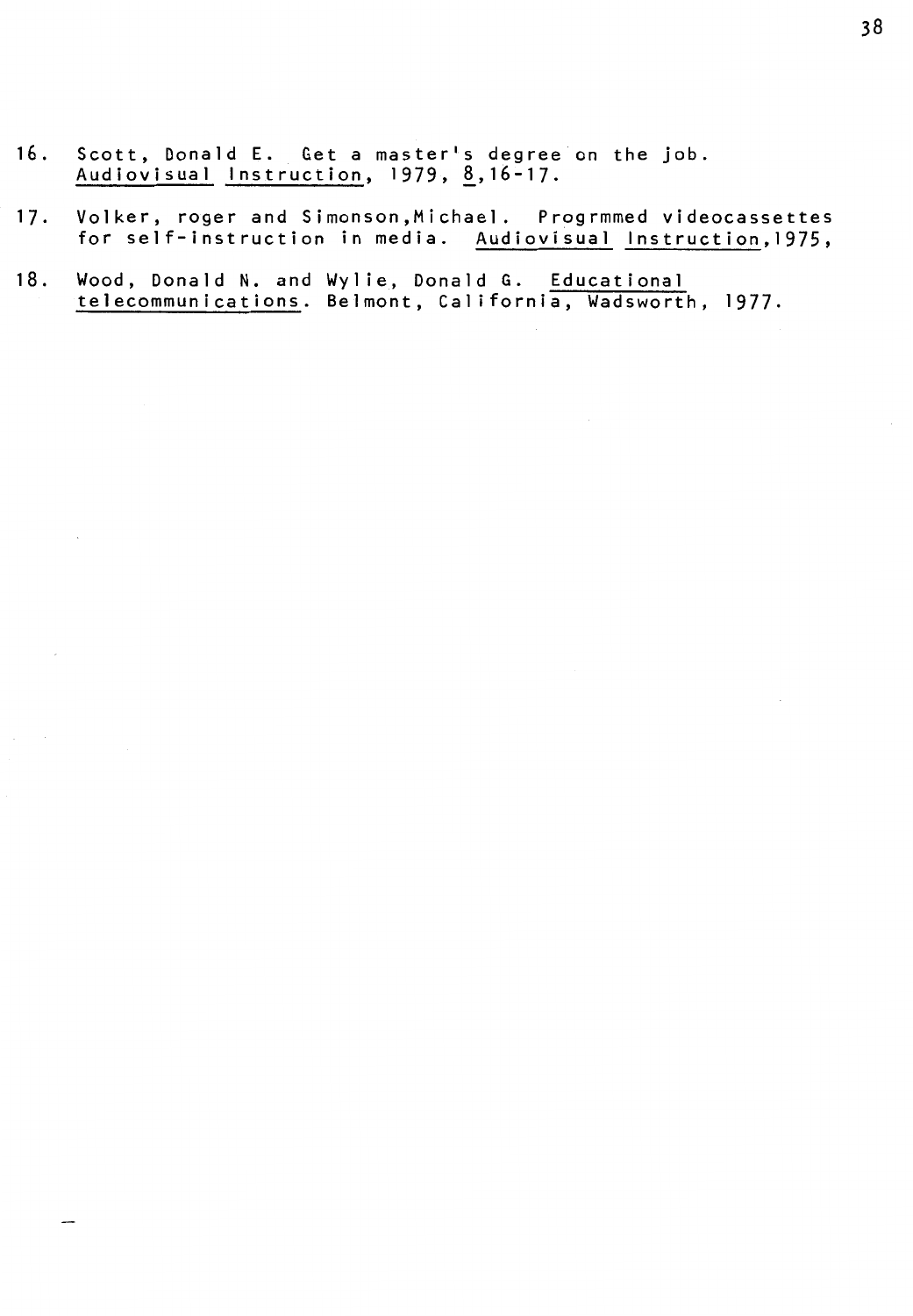16. Scott, Donald E. Get a master's degree on the job. _Audiovisual Instruction_, 1979, _8_,16-17.

17. Volker, roger and Simonson,Michael. Progrmmed videocassettes for self-instruction in media. _Audiovisual Instruction_,1975,

18. Wood, Donald N. and Wylie, Donald G. _Educational telecommunications_. Belmont, California, Wadsworth, 1977.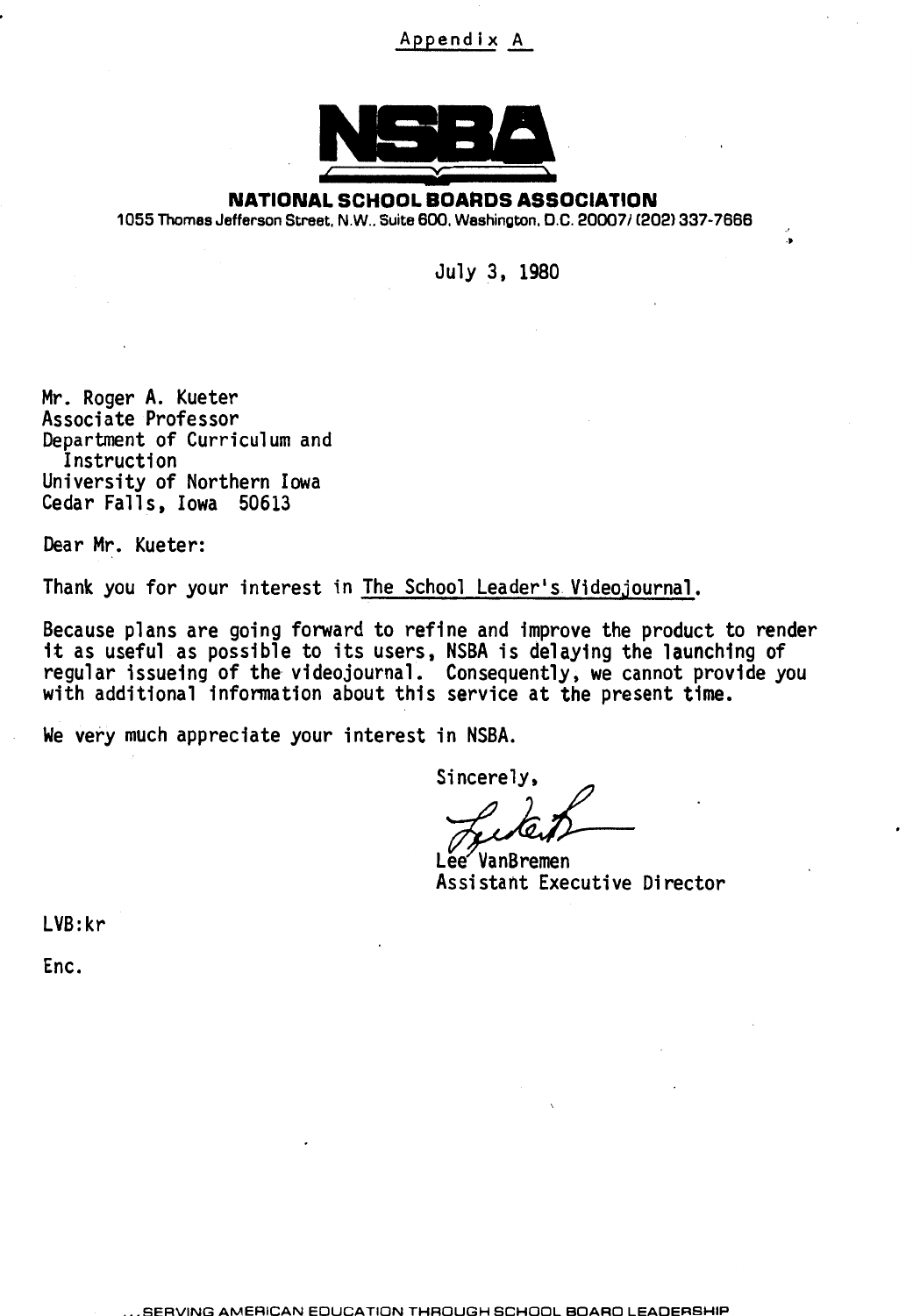Appendix A

NSBA

**NATIONAL SCHOOL BOARDS ASSOCIATION**
1055 Thomas Jefferson Street, N.W., Suite 600, Washington, D.C. 20007/ (202) 337-7666

July 3, 1980

Mr. Roger A. Kueter
Associate Professor
Department of Curriculum and
Instruction
University of Northern Iowa
Cedar Falls, Iowa 50613

Dear Mr. Kueter:

Thank you for your interest in The School Leader's Videojournal.

Because plans are going forward to refine and improve the product to render it as useful as possible to its users, NSBA is delaying the launching of regular issueing of the videojournal. Consequently, we cannot provide you with additional information about this service at the present time.

We very much appreciate your interest in NSBA.

Sincerely,

Lee VanBremen
Assistant Executive Director

LVB:kr

Enc.

...SERVING AMERICAN EDUCATION THROUGH SCHOOL BOARD LEADERSHIP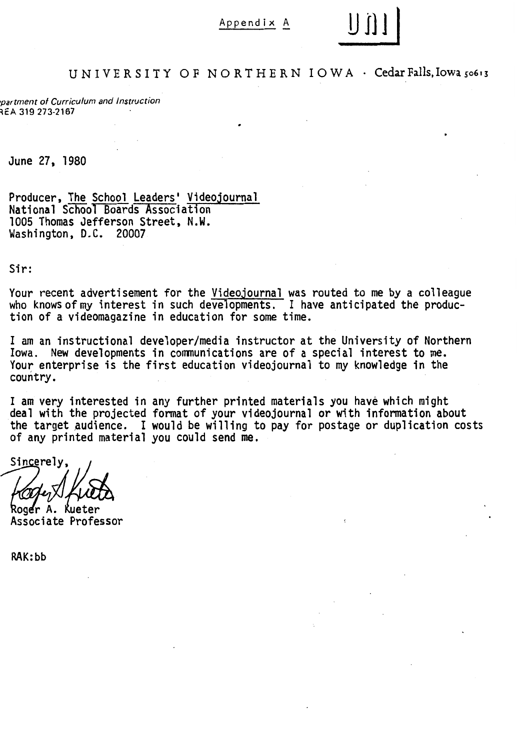Appendix A

UNI

UNIVERSITY OF NORTHERN IOWA · Cedar Falls, Iowa 50613

*Department of Curriculum and Instruction*
AREA 319 273-2167

June 27, 1980

Producer, The School Leaders' Videojournal
National School Boards Association
1005 Thomas Jefferson Street, N.W.
Washington, D.C. 20007

Sir:

Your recent advertisement for the Videojournal was routed to me by a colleague who knows of my interest in such developments. I have anticipated the production of a videomagazine in education for some time.

I am an instructional developer/media instructor at the University of Northern Iowa. New developments in communications are of a special interest to me. Your enterprise is the first education videojournal to my knowledge in the country.

I am very interested in any further printed materials you have which might deal with the projected format of your videojournal or with information about the target audience. I would be willing to pay for postage or duplication costs of any printed material you could send me.

Sincerely,

Roger A. Kueter
Associate Professor

RAK:bb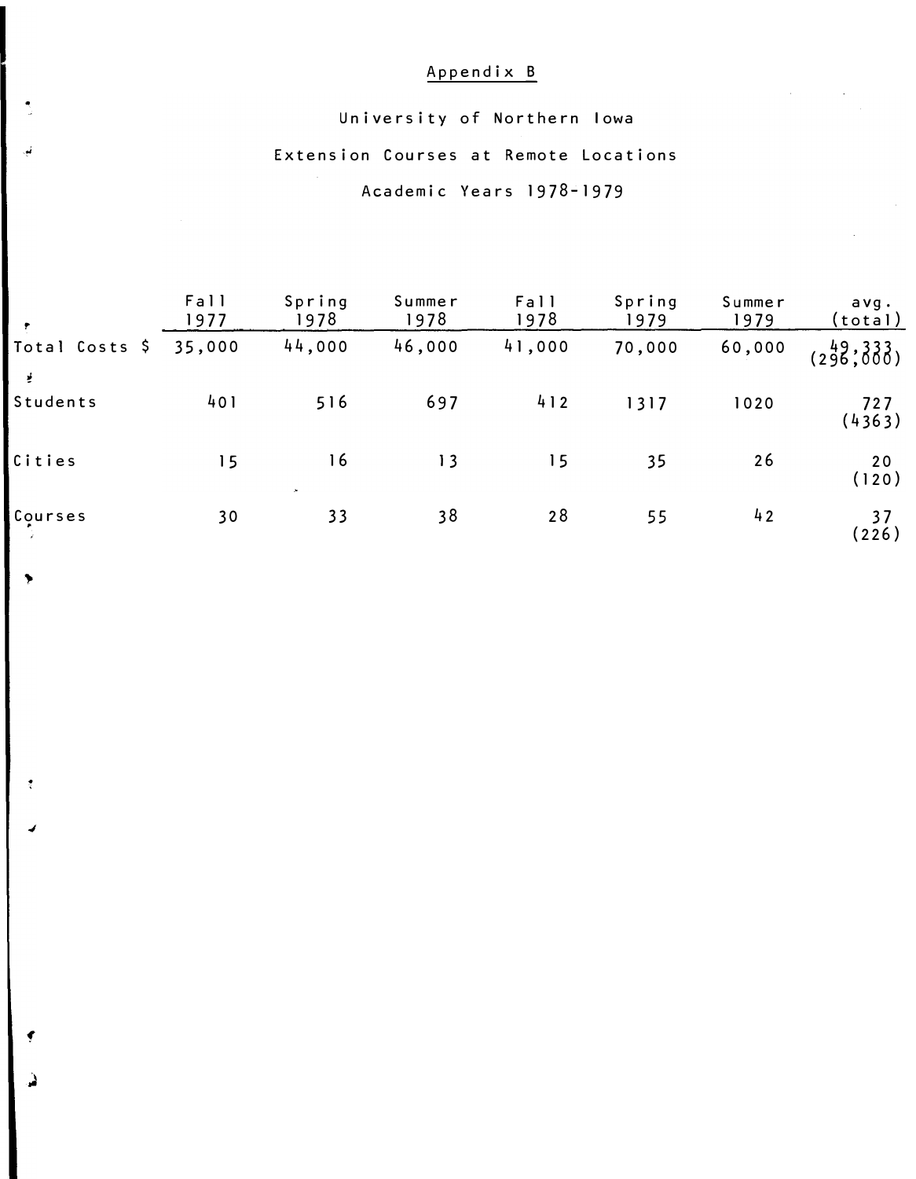Appendix B

University of Northern Iowa

Extension Courses at Remote Locations

Academic Years 1978-1979

| | Fall 1977 | Spring 1978 | Summer 1978 | Fall 1978 | Spring 1979 | Summer 1979 | avg. (total) |
|---|---|---|---|---|---|---|---|
| Total Costs $ | 35,000 | 44,000 | 46,000 | 41,000 | 70,000 | 60,000 | 49,333 (296,000) |
| Students | 401 | 516 | 697 | 412 | 1317 | 1020 | 727 (4363) |
| Cities | 15 | 16 | 13 | 15 | 35 | 26 | 20 (120) |
| Courses | 30 | 33 | 38 | 28 | 55 | 42 | 37 (226) |